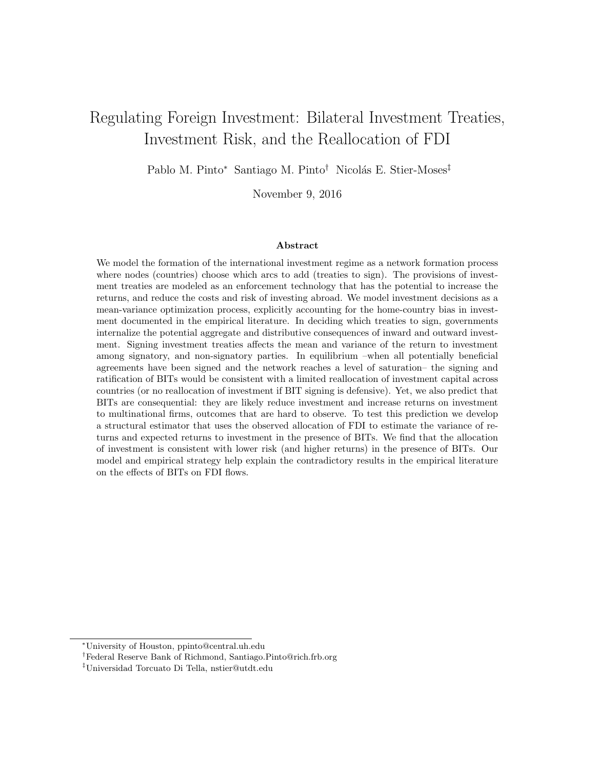# Regulating Foreign Investment: Bilateral Investment Treaties, Investment Risk, and the Reallocation of FDI

Pablo M. Pinto[*] Santiago M. Pinto[†] Nicolás E. Stier-Moses[‡]

November 9, 2016

### Abstract

We model the formation of the international investment regime as a network formation process where nodes (countries) choose which arcs to add (treaties to sign). The provisions of investment treaties are modeled as an enforcement technology that has the potential to increase the returns, and reduce the costs and risk of investing abroad. We model investment decisions as a mean-variance optimization process, explicitly accounting for the home-country bias in investment documented in the empirical literature. In deciding which treaties to sign, governments internalize the potential aggregate and distributive consequences of inward and outward investment. Signing investment treaties affects the mean and variance of the return to investment among signatory, and non-signatory parties. In equilibrium –when all potentially beneficial agreements have been signed and the network reaches a level of saturation– the signing and ratification of BITs would be consistent with a limited reallocation of investment capital across countries (or no reallocation of investment if BIT signing is defensive). Yet, we also predict that BITs are consequential: they are likely reduce investment and increase returns on investment to multinational firms, outcomes that are hard to observe. To test this prediction we develop a structural estimator that uses the observed allocation of FDI to estimate the variance of returns and expected returns to investment in the presence of BITs. We find that the allocation of investment is consistent with lower risk (and higher returns) in the presence of BITs. Our model and empirical strategy help explain the contradictory results in the empirical literature on the effects of BITs on FDI flows.

---

[*] University of Houston, ppinto@central.uh.edu

[†] Federal Reserve Bank of Richmond, Santiago.Pinto@rich.frb.org

[‡] Universidad Torcuato Di Tella, nstier@utdt.edu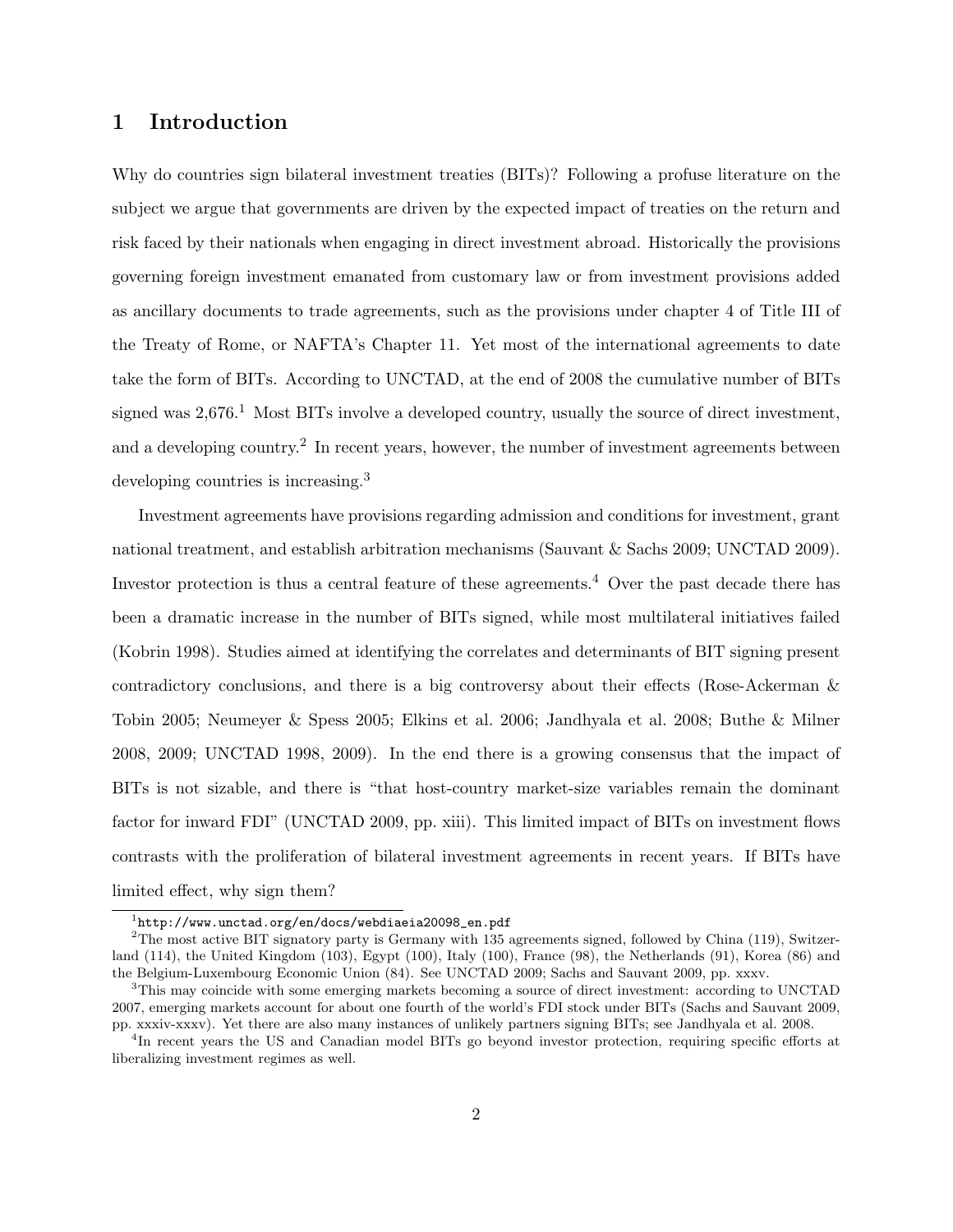# 1 Introduction

Why do countries sign bilateral investment treaties (BITs)? Following a profuse literature on the subject we argue that governments are driven by the expected impact of treaties on the return and risk faced by their nationals when engaging in direct investment abroad. Historically the provisions governing foreign investment emanated from customary law or from investment provisions added as ancillary documents to trade agreements, such as the provisions under chapter 4 of Title III of the Treaty of Rome, or NAFTA's Chapter 11. Yet most of the international agreements to date take the form of BITs. According to UNCTAD, at the end of 2008 the cumulative number of BITs signed was 2,676.[1] Most BITs involve a developed country, usually the source of direct investment, and a developing country.[2] In recent years, however, the number of investment agreements between developing countries is increasing.[3]

Investment agreements have provisions regarding admission and conditions for investment, grant national treatment, and establish arbitration mechanisms (Sauvant & Sachs 2009; UNCTAD 2009). Investor protection is thus a central feature of these agreements.[4] Over the past decade there has been a dramatic increase in the number of BITs signed, while most multilateral initiatives failed (Kobrin 1998). Studies aimed at identifying the correlates and determinants of BIT signing present contradictory conclusions, and there is a big controversy about their effects (Rose-Ackerman & Tobin 2005; Neumeyer & Spess 2005; Elkins et al. 2006; Jandhyala et al. 2008; Buthe & Milner 2008, 2009; UNCTAD 1998, 2009). In the end there is a growing consensus that the impact of BITs is not sizable, and there is "that host-country market-size variables remain the dominant factor for inward FDI" (UNCTAD 2009, pp. xiii). This limited impact of BITs on investment flows contrasts with the proliferation of bilateral investment agreements in recent years. If BITs have limited effect, why sign them?

---

[1] `http://www.unctad.org/en/docs/webdiaeia20098_en.pdf`

[2] The most active BIT signatory party is Germany with 135 agreements signed, followed by China (119), Switzerland (114), the United Kingdom (103), Egypt (100), Italy (100), France (98), the Netherlands (91), Korea (86) and the Belgium-Luxembourg Economic Union (84). See UNCTAD 2009; Sachs and Sauvant 2009, pp. xxxv.

[3] This may coincide with some emerging markets becoming a source of direct investment: according to UNCTAD 2007, emerging markets account for about one fourth of the world's FDI stock under BITs (Sachs and Sauvant 2009, pp. xxxiv-xxxv). Yet there are also many instances of unlikely partners signing BITs; see Jandhyala et al. 2008.

[4] In recent years the US and Canadian model BITs go beyond investor protection, requiring specific efforts at liberalizing investment regimes as well.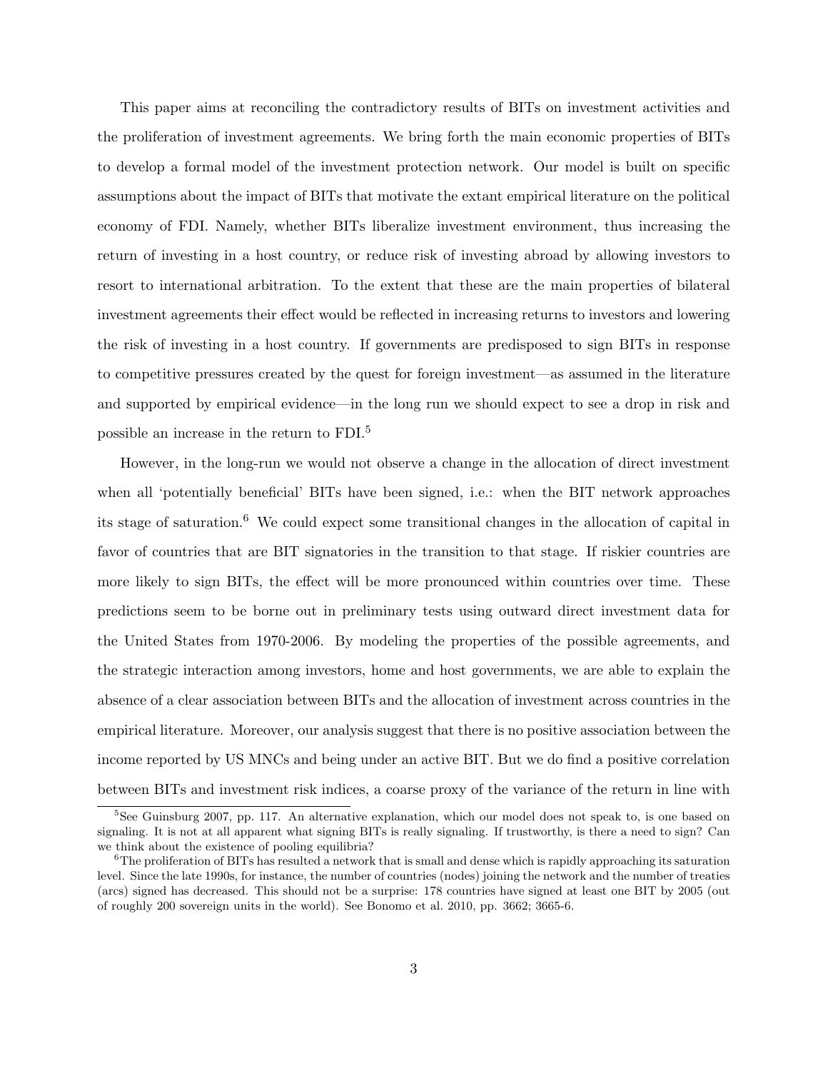This paper aims at reconciling the contradictory results of BITs on investment activities and the proliferation of investment agreements. We bring forth the main economic properties of BITs to develop a formal model of the investment protection network. Our model is built on specific assumptions about the impact of BITs that motivate the extant empirical literature on the political economy of FDI. Namely, whether BITs liberalize investment environment, thus increasing the return of investing in a host country, or reduce risk of investing abroad by allowing investors to resort to international arbitration. To the extent that these are the main properties of bilateral investment agreements their effect would be reflected in increasing returns to investors and lowering the risk of investing in a host country. If governments are predisposed to sign BITs in response to competitive pressures created by the quest for foreign investment—as assumed in the literature and supported by empirical evidence—in the long run we should expect to see a drop in risk and possible an increase in the return to FDI.[5]

However, in the long-run we would not observe a change in the allocation of direct investment when all 'potentially beneficial' BITs have been signed, i.e.: when the BIT network approaches its stage of saturation.[6] We could expect some transitional changes in the allocation of capital in favor of countries that are BIT signatories in the transition to that stage. If riskier countries are more likely to sign BITs, the effect will be more pronounced within countries over time. These predictions seem to be borne out in preliminary tests using outward direct investment data for the United States from 1970-2006. By modeling the properties of the possible agreements, and the strategic interaction among investors, home and host governments, we are able to explain the absence of a clear association between BITs and the allocation of investment across countries in the empirical literature. Moreover, our analysis suggest that there is no positive association between the income reported by US MNCs and being under an active BIT. But we do find a positive correlation between BITs and investment risk indices, a coarse proxy of the variance of the return in line with

[5] See Guinsburg 2007, pp. 117. An alternative explanation, which our model does not speak to, is one based on signaling. It is not at all apparent what signing BITs is really signaling. If trustworthy, is there a need to sign? Can we think about the existence of pooling equilibria?

[6] The proliferation of BITs has resulted a network that is small and dense which is rapidly approaching its saturation level. Since the late 1990s, for instance, the number of countries (nodes) joining the network and the number of treaties (arcs) signed has decreased. This should not be a surprise: 178 countries have signed at least one BIT by 2005 (out of roughly 200 sovereign units in the world). See Bonomo et al. 2010, pp. 3662; 3665-6.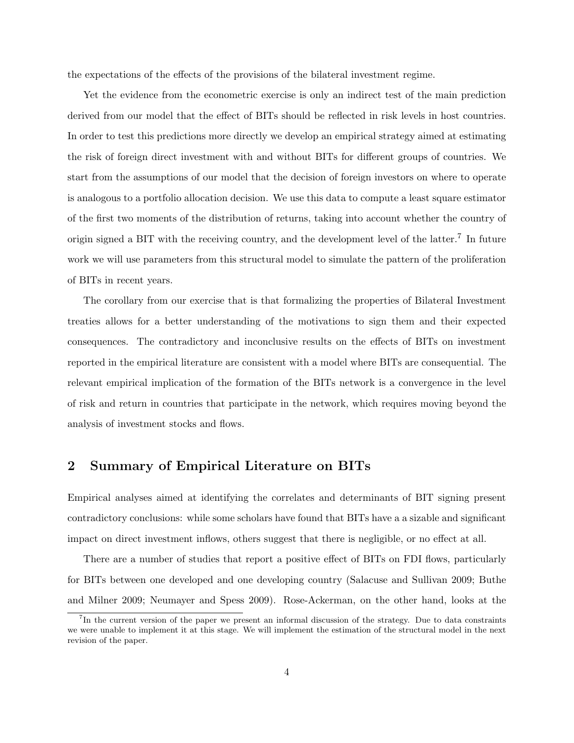the expectations of the effects of the provisions of the bilateral investment regime.

Yet the evidence from the econometric exercise is only an indirect test of the main prediction derived from our model that the effect of BITs should be reflected in risk levels in host countries. In order to test this predictions more directly we develop an empirical strategy aimed at estimating the risk of foreign direct investment with and without BITs for different groups of countries. We start from the assumptions of our model that the decision of foreign investors on where to operate is analogous to a portfolio allocation decision. We use this data to compute a least square estimator of the first two moments of the distribution of returns, taking into account whether the country of origin signed a BIT with the receiving country, and the development level of the latter.[7] In future work we will use parameters from this structural model to simulate the pattern of the proliferation of BITs in recent years.

The corollary from our exercise that is that formalizing the properties of Bilateral Investment treaties allows for a better understanding of the motivations to sign them and their expected consequences. The contradictory and inconclusive results on the effects of BITs on investment reported in the empirical literature are consistent with a model where BITs are consequential. The relevant empirical implication of the formation of the BITs network is a convergence in the level of risk and return in countries that participate in the network, which requires moving beyond the analysis of investment stocks and flows.

## 2 Summary of Empirical Literature on BITs

Empirical analyses aimed at identifying the correlates and determinants of BIT signing present contradictory conclusions: while some scholars have found that BITs have a a sizable and significant impact on direct investment inflows, others suggest that there is negligible, or no effect at all.

There are a number of studies that report a positive effect of BITs on FDI flows, particularly for BITs between one developed and one developing country (Salacuse and Sullivan 2009; Buthe and Milner 2009; Neumayer and Spess 2009). Rose-Ackerman, on the other hand, looks at the

[7] In the current version of the paper we present an informal discussion of the strategy. Due to data constraints we were unable to implement it at this stage. We will implement the estimation of the structural model in the next revision of the paper.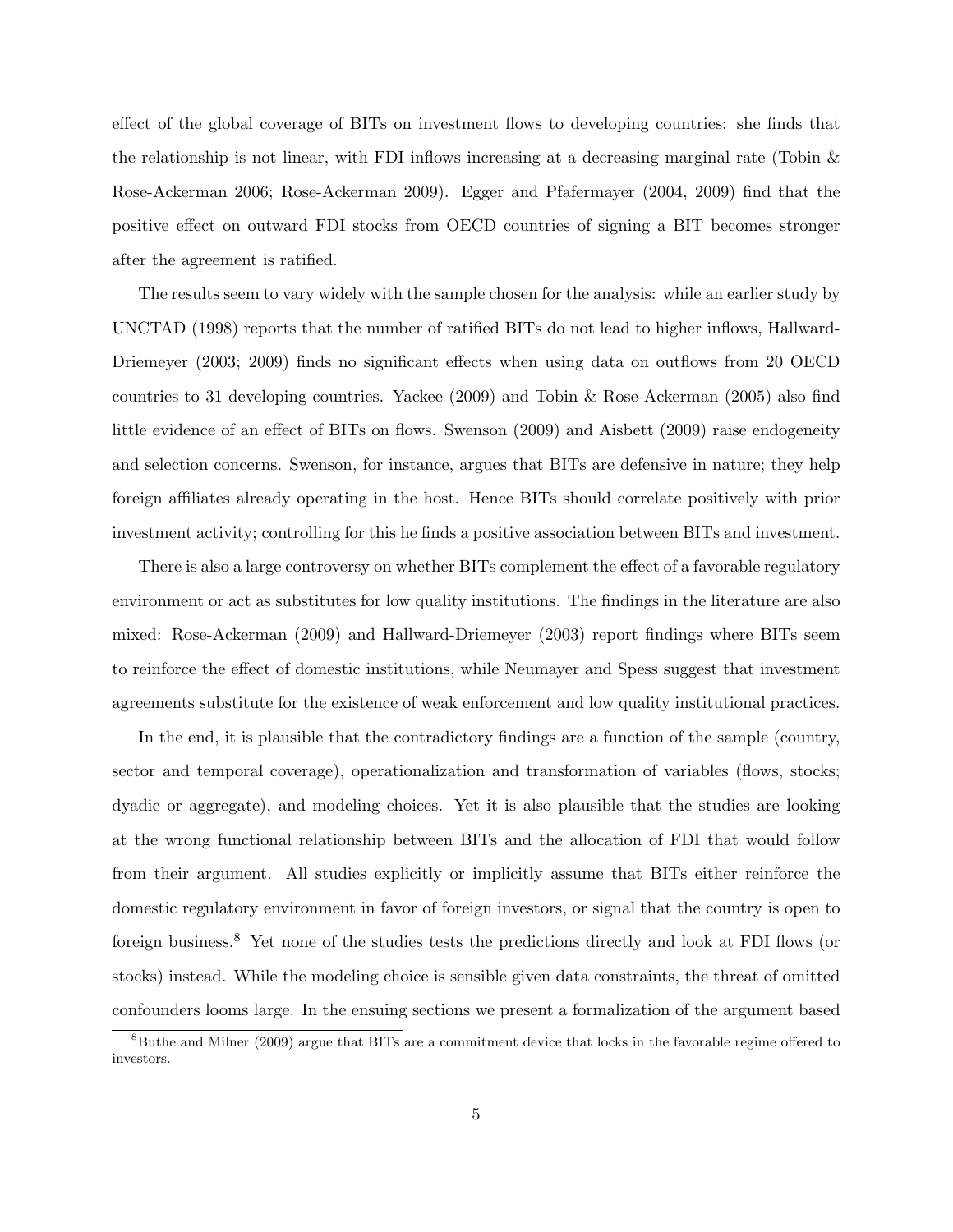effect of the global coverage of BITs on investment flows to developing countries: she finds that the relationship is not linear, with FDI inflows increasing at a decreasing marginal rate (Tobin & Rose-Ackerman 2006; Rose-Ackerman 2009). Egger and Pfafermayer (2004, 2009) find that the positive effect on outward FDI stocks from OECD countries of signing a BIT becomes stronger after the agreement is ratified.

The results seem to vary widely with the sample chosen for the analysis: while an earlier study by UNCTAD (1998) reports that the number of ratified BITs do not lead to higher inflows, Hallward-Driemeyer (2003; 2009) finds no significant effects when using data on outflows from 20 OECD countries to 31 developing countries. Yackee (2009) and Tobin & Rose-Ackerman (2005) also find little evidence of an effect of BITs on flows. Swenson (2009) and Aisbett (2009) raise endogeneity and selection concerns. Swenson, for instance, argues that BITs are defensive in nature; they help foreign affiliates already operating in the host. Hence BITs should correlate positively with prior investment activity; controlling for this he finds a positive association between BITs and investment.

There is also a large controversy on whether BITs complement the effect of a favorable regulatory environment or act as substitutes for low quality institutions. The findings in the literature are also mixed: Rose-Ackerman (2009) and Hallward-Driemeyer (2003) report findings where BITs seem to reinforce the effect of domestic institutions, while Neumayer and Spess suggest that investment agreements substitute for the existence of weak enforcement and low quality institutional practices.

In the end, it is plausible that the contradictory findings are a function of the sample (country, sector and temporal coverage), operationalization and transformation of variables (flows, stocks; dyadic or aggregate), and modeling choices. Yet it is also plausible that the studies are looking at the wrong functional relationship between BITs and the allocation of FDI that would follow from their argument. All studies explicitly or implicitly assume that BITs either reinforce the domestic regulatory environment in favor of foreign investors, or signal that the country is open to foreign business.[8] Yet none of the studies tests the predictions directly and look at FDI flows (or stocks) instead. While the modeling choice is sensible given data constraints, the threat of omitted confounders looms large. In the ensuing sections we present a formalization of the argument based

[8] Buthe and Milner (2009) argue that BITs are a commitment device that locks in the favorable regime offered to investors.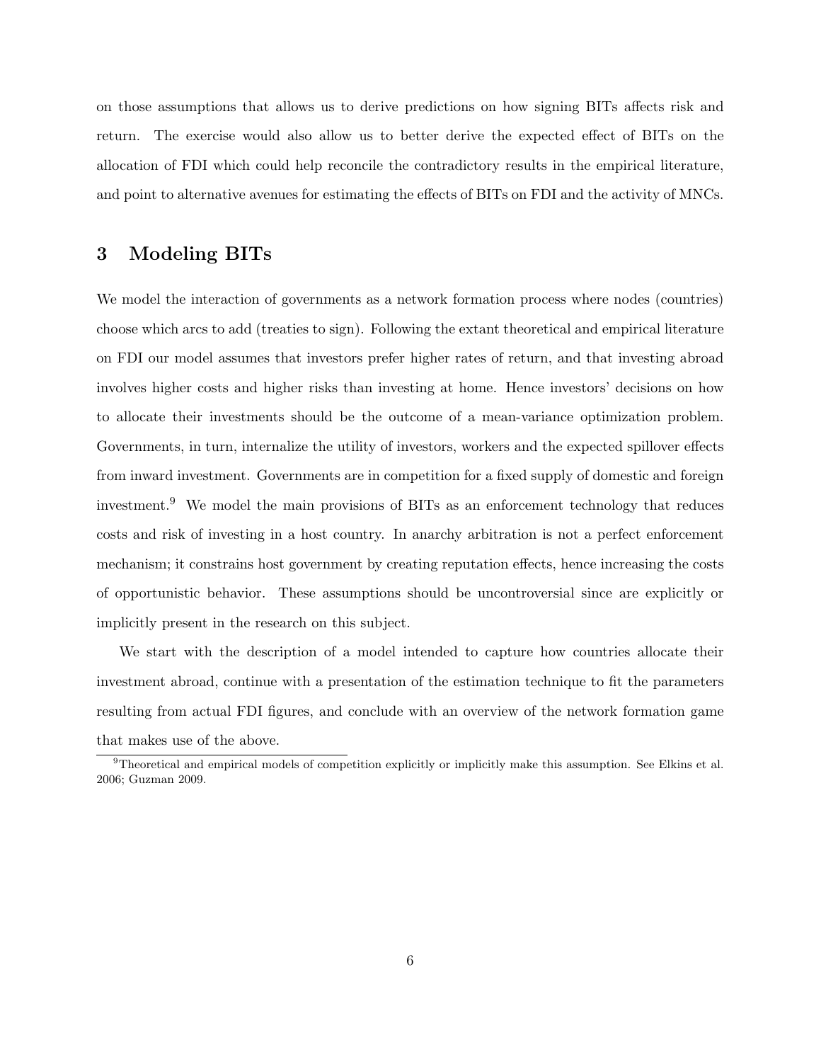on those assumptions that allows us to derive predictions on how signing BITs affects risk and return. The exercise would also allow us to better derive the expected effect of BITs on the allocation of FDI which could help reconcile the contradictory results in the empirical literature, and point to alternative avenues for estimating the effects of BITs on FDI and the activity of MNCs.

## 3 Modeling BITs

We model the interaction of governments as a network formation process where nodes (countries) choose which arcs to add (treaties to sign). Following the extant theoretical and empirical literature on FDI our model assumes that investors prefer higher rates of return, and that investing abroad involves higher costs and higher risks than investing at home. Hence investors' decisions on how to allocate their investments should be the outcome of a mean-variance optimization problem. Governments, in turn, internalize the utility of investors, workers and the expected spillover effects from inward investment. Governments are in competition for a fixed supply of domestic and foreign investment.[9] We model the main provisions of BITs as an enforcement technology that reduces costs and risk of investing in a host country. In anarchy arbitration is not a perfect enforcement mechanism; it constrains host government by creating reputation effects, hence increasing the costs of opportunistic behavior. These assumptions should be uncontroversial since are explicitly or implicitly present in the research on this subject.

We start with the description of a model intended to capture how countries allocate their investment abroad, continue with a presentation of the estimation technique to fit the parameters resulting from actual FDI figures, and conclude with an overview of the network formation game that makes use of the above.

[9]Theoretical and empirical models of competition explicitly or implicitly make this assumption. See Elkins et al. 2006; Guzman 2009.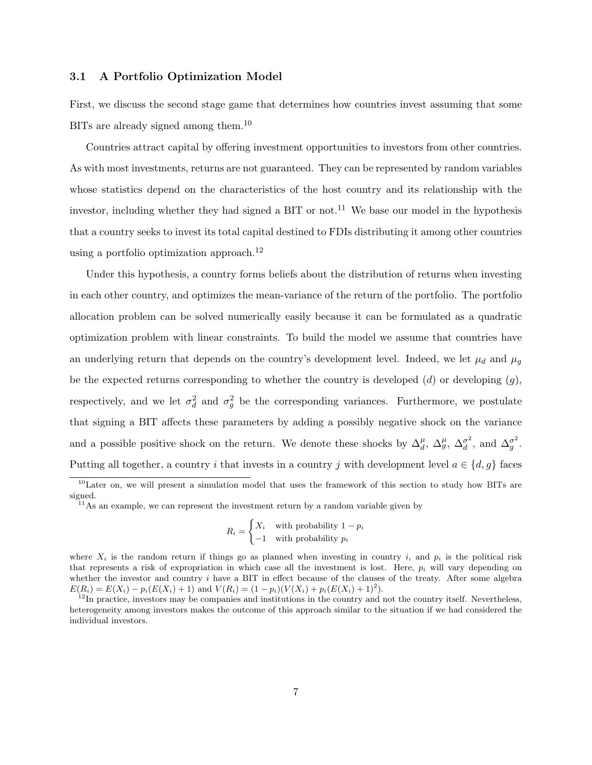### 3.1 A Portfolio Optimization Model

First, we discuss the second stage game that determines how countries invest assuming that some BITs are already signed among them.[10]

Countries attract capital by offering investment opportunities to investors from other countries. As with most investments, returns are not guaranteed. They can be represented by random variables whose statistics depend on the characteristics of the host country and its relationship with the investor, including whether they had signed a BIT or not.[11] We base our model in the hypothesis that a country seeks to invest its total capital destined to FDIs distributing it among other countries using a portfolio optimization approach.[12]

Under this hypothesis, a country forms beliefs about the distribution of returns when investing in each other country, and optimizes the mean-variance of the return of the portfolio. The portfolio allocation problem can be solved numerically easily because it can be formulated as a quadratic optimization problem with linear constraints. To build the model we assume that countries have an underlying return that depends on the country's development level. Indeed, we let $\mu_d$ and $\mu_g$ be the expected returns corresponding to whether the country is developed ($d$) or developing ($g$), respectively, and we let $\sigma_d^2$ and $\sigma_g^2$ be the corresponding variances. Furthermore, we postulate that signing a BIT affects these parameters by adding a possibly negative shock on the variance and a possible positive shock on the return. We denote these shocks by $\Delta_d^\mu$, $\Delta_g^\mu$, $\Delta_d^{\sigma^2}$, and $\Delta_g^{\sigma^2}$. Putting all together, a country $i$ that invests in a country $j$ with development level $a \in \{d, g\}$ faces

---

[10] Later on, we will present a simulation model that uses the framework of this section to study how BITs are signed.

[11] As an example, we can represent the investment return by a random variable given by

$$R_i = \begin{cases} X_i & \text{with probability } 1 - p_i \\ -1 & \text{with probability } p_i \end{cases}$$

where $X_i$ is the random return if things go as planned when investing in country $i$, and $p_i$ is the political risk that represents a risk of expropriation in which case all the investment is lost. Here, $p_i$ will vary depending on whether the investor and country $i$ have a BIT in effect because of the clauses of the treaty. After some algebra $E(R_i) = E(X_i) - p_i(E(X_i) + 1)$ and $V(R_i) = (1 - p_i)(V(X_i) + p_i(E(X_i) + 1)^2)$.

[12] In practice, investors may be companies and institutions in the country and not the country itself. Nevertheless, heterogeneity among investors makes the outcome of this approach similar to the situation if we had considered the individual investors.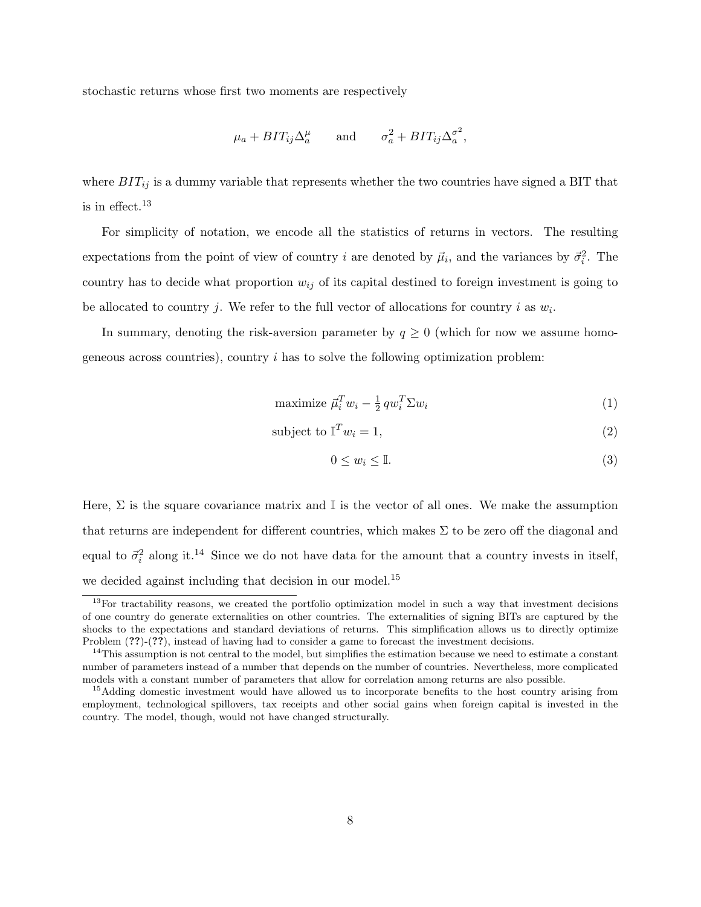stochastic returns whose first two moments are respectively

$$\mu_a + BIT_{ij}\Delta_a^{\mu} \qquad \text{and} \qquad \sigma_a^2 + BIT_{ij}\Delta_a^{\sigma^2},$$

where $BIT_{ij}$ is a dummy variable that represents whether the two countries have signed a BIT that is in effect.[13]

For simplicity of notation, we encode all the statistics of returns in vectors. The resulting expectations from the point of view of country $i$ are denoted by $\vec{\mu}_i$, and the variances by $\vec{\sigma}_i^2$. The country has to decide what proportion $w_{ij}$ of its capital destined to foreign investment is going to be allocated to country $j$. We refer to the full vector of allocations for country $i$ as $w_i$.

In summary, denoting the risk-aversion parameter by $q \geq 0$ (which for now we assume homogeneous across countries), country $i$ has to solve the following optimization problem:

$$\text{maximize } \vec{\mu}_i^T w_i - \tfrac{1}{2}\, q w_i^T \Sigma w_i \tag{1}$$

$$\text{subject to } \mathbb{I}^T w_i = 1, \tag{2}$$

$$0 \leq w_i \leq \mathbb{I}. \tag{3}$$

Here, $\Sigma$ is the square covariance matrix and $\mathbb{I}$ is the vector of all ones. We make the assumption that returns are independent for different countries, which makes $\Sigma$ to be zero off the diagonal and equal to $\vec{\sigma}_i^2$ along it.[14] Since we do not have data for the amount that a country invests in itself, we decided against including that decision in our model.[15]

---

[13] For tractability reasons, we created the portfolio optimization model in such a way that investment decisions of one country do generate externalities on other countries. The externalities of signing BITs are captured by the shocks to the expectations and standard deviations of returns. This simplification allows us to directly optimize Problem (**??**)-(**??**), instead of having had to consider a game to forecast the investment decisions.

[14] This assumption is not central to the model, but simplifies the estimation because we need to estimate a constant number of parameters instead of a number that depends on the number of countries. Nevertheless, more complicated models with a constant number of parameters that allow for correlation among returns are also possible.

[15] Adding domestic investment would have allowed us to incorporate benefits to the host country arising from employment, technological spillovers, tax receipts and other social gains when foreign capital is invested in the country. The model, though, would not have changed structurally.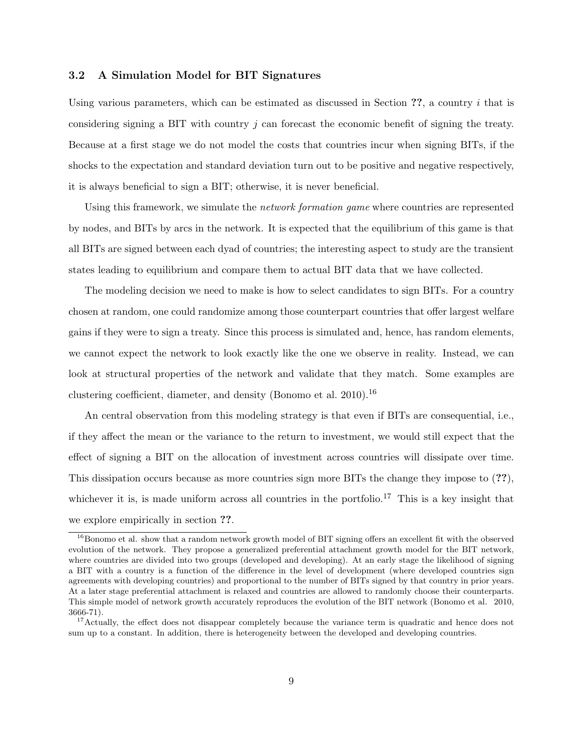### 3.2 A Simulation Model for BIT Signatures

Using various parameters, which can be estimated as discussed in Section **??**, a country $i$ that is considering signing a BIT with country $j$ can forecast the economic benefit of signing the treaty. Because at a first stage we do not model the costs that countries incur when signing BITs, if the shocks to the expectation and standard deviation turn out to be positive and negative respectively, it is always beneficial to sign a BIT; otherwise, it is never beneficial.

Using this framework, we simulate the *network formation game* where countries are represented by nodes, and BITs by arcs in the network. It is expected that the equilibrium of this game is that all BITs are signed between each dyad of countries; the interesting aspect to study are the transient states leading to equilibrium and compare them to actual BIT data that we have collected.

The modeling decision we need to make is how to select candidates to sign BITs. For a country chosen at random, one could randomize among those counterpart countries that offer largest welfare gains if they were to sign a treaty. Since this process is simulated and, hence, has random elements, we cannot expect the network to look exactly like the one we observe in reality. Instead, we can look at structural properties of the network and validate that they match. Some examples are clustering coefficient, diameter, and density (Bonomo et al. 2010).[16]

An central observation from this modeling strategy is that even if BITs are consequential, i.e., if they affect the mean or the variance to the return to investment, we would still expect that the effect of signing a BIT on the allocation of investment across countries will dissipate over time. This dissipation occurs because as more countries sign more BITs the change they impose to (**??**), whichever it is, is made uniform across all countries in the portfolio.[17] This is a key insight that we explore empirically in section **??**.

---

[16] Bonomo et al. show that a random network growth model of BIT signing offers an excellent fit with the observed evolution of the network. They propose a generalized preferential attachment growth model for the BIT network, where countries are divided into two groups (developed and developing). At an early stage the likelihood of signing a BIT with a country is a function of the difference in the level of development (where developed countries sign agreements with developing countries) and proportional to the number of BITs signed by that country in prior years. At a later stage preferential attachment is relaxed and countries are allowed to randomly choose their counterparts. This simple model of network growth accurately reproduces the evolution of the BIT network (Bonomo et al. 2010, 3666-71).

[17] Actually, the effect does not disappear completely because the variance term is quadratic and hence does not sum up to a constant. In addition, there is heterogeneity between the developed and developing countries.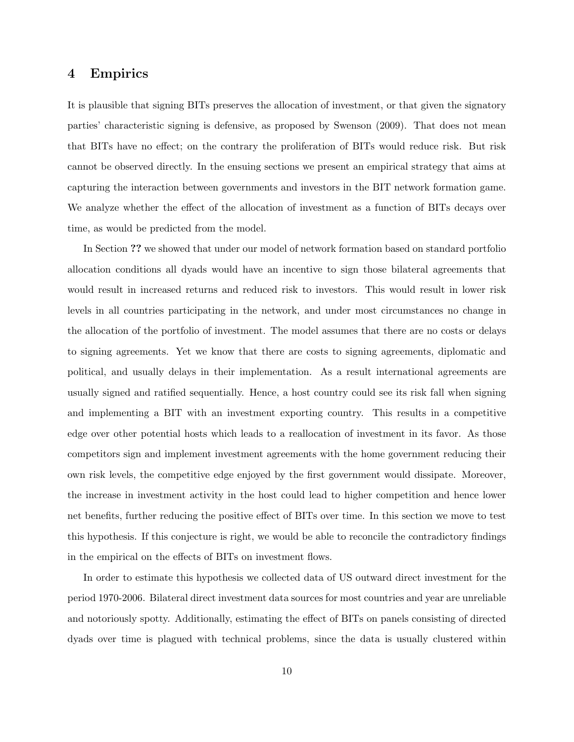# 4 Empirics

It is plausible that signing BITs preserves the allocation of investment, or that given the signatory parties' characteristic signing is defensive, as proposed by Swenson (2009). That does not mean that BITs have no effect; on the contrary the proliferation of BITs would reduce risk. But risk cannot be observed directly. In the ensuing sections we present an empirical strategy that aims at capturing the interaction between governments and investors in the BIT network formation game. We analyze whether the effect of the allocation of investment as a function of BITs decays over time, as would be predicted from the model.

In Section **??** we showed that under our model of network formation based on standard portfolio allocation conditions all dyads would have an incentive to sign those bilateral agreements that would result in increased returns and reduced risk to investors. This would result in lower risk levels in all countries participating in the network, and under most circumstances no change in the allocation of the portfolio of investment. The model assumes that there are no costs or delays to signing agreements. Yet we know that there are costs to signing agreements, diplomatic and political, and usually delays in their implementation. As a result international agreements are usually signed and ratified sequentially. Hence, a host country could see its risk fall when signing and implementing a BIT with an investment exporting country. This results in a competitive edge over other potential hosts which leads to a reallocation of investment in its favor. As those competitors sign and implement investment agreements with the home government reducing their own risk levels, the competitive edge enjoyed by the first government would dissipate. Moreover, the increase in investment activity in the host could lead to higher competition and hence lower net benefits, further reducing the positive effect of BITs over time. In this section we move to test this hypothesis. If this conjecture is right, we would be able to reconcile the contradictory findings in the empirical on the effects of BITs on investment flows.

In order to estimate this hypothesis we collected data of US outward direct investment for the period 1970-2006. Bilateral direct investment data sources for most countries and year are unreliable and notoriously spotty. Additionally, estimating the effect of BITs on panels consisting of directed dyads over time is plagued with technical problems, since the data is usually clustered within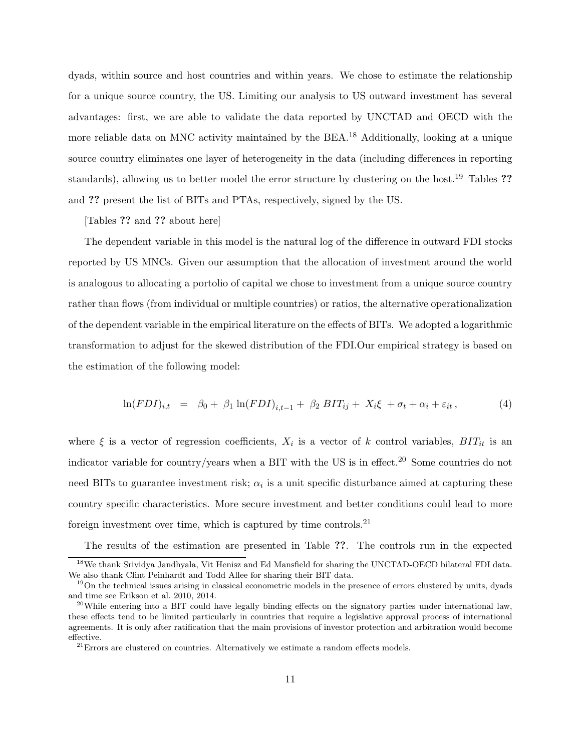dyads, within source and host countries and within years. We chose to estimate the relationship for a unique source country, the US. Limiting our analysis to US outward investment has several advantages: first, we are able to validate the data reported by UNCTAD and OECD with the more reliable data on MNC activity maintained by the BEA.[18] Additionally, looking at a unique source country eliminates one layer of heterogeneity in the data (including differences in reporting standards), allowing us to better model the error structure by clustering on the host.[19] Tables **??** and **??** present the list of BITs and PTAs, respectively, signed by the US.

[Tables **??** and **??** about here]

The dependent variable in this model is the natural log of the difference in outward FDI stocks reported by US MNCs. Given our assumption that the allocation of investment around the world is analogous to allocating a portolio of capital we chose to investment from a unique source country rather than flows (from individual or multiple countries) or ratios, the alternative operationalization of the dependent variable in the empirical literature on the effects of BITs. We adopted a logarithmic transformation to adjust for the skewed distribution of the FDI.Our empirical strategy is based on the estimation of the following model:

$$\ln(FDI)_{i,t} \;\; = \;\; \beta_0 + \; \beta_1 \ln(FDI)_{i,t-1} + \; \beta_2 \; BIT_{ij} + \; X_i \xi \; + \sigma_t + \alpha_i + \varepsilon_{it} \, , \tag{4}$$

where $\xi$ is a vector of regression coefficients, $X_i$ is a vector of $k$ control variables, $BIT_{it}$ is an indicator variable for country/years when a BIT with the US is in effect.[20] Some countries do not need BITs to guarantee investment risk; $\alpha_i$ is a unit specific disturbance aimed at capturing these country specific characteristics. More secure investment and better conditions could lead to more foreign investment over time, which is captured by time controls.[21]

The results of the estimation are presented in Table **??**. The controls run in the expected

---

[18] We thank Srividya Jandhyala, Vit Henisz and Ed Mansfield for sharing the UNCTAD-OECD bilateral FDI data. We also thank Clint Peinhardt and Todd Allee for sharing their BIT data.

[19] On the technical issues arising in classical econometric models in the presence of errors clustered by units, dyads and time see Erikson et al. 2010, 2014.

[20] While entering into a BIT could have legally binding effects on the signatory parties under international law, these effects tend to be limited particularly in countries that require a legislative approval process of international agreements. It is only after ratification that the main provisions of investor protection and arbitration would become effective.

[21] Errors are clustered on countries. Alternatively we estimate a random effects models.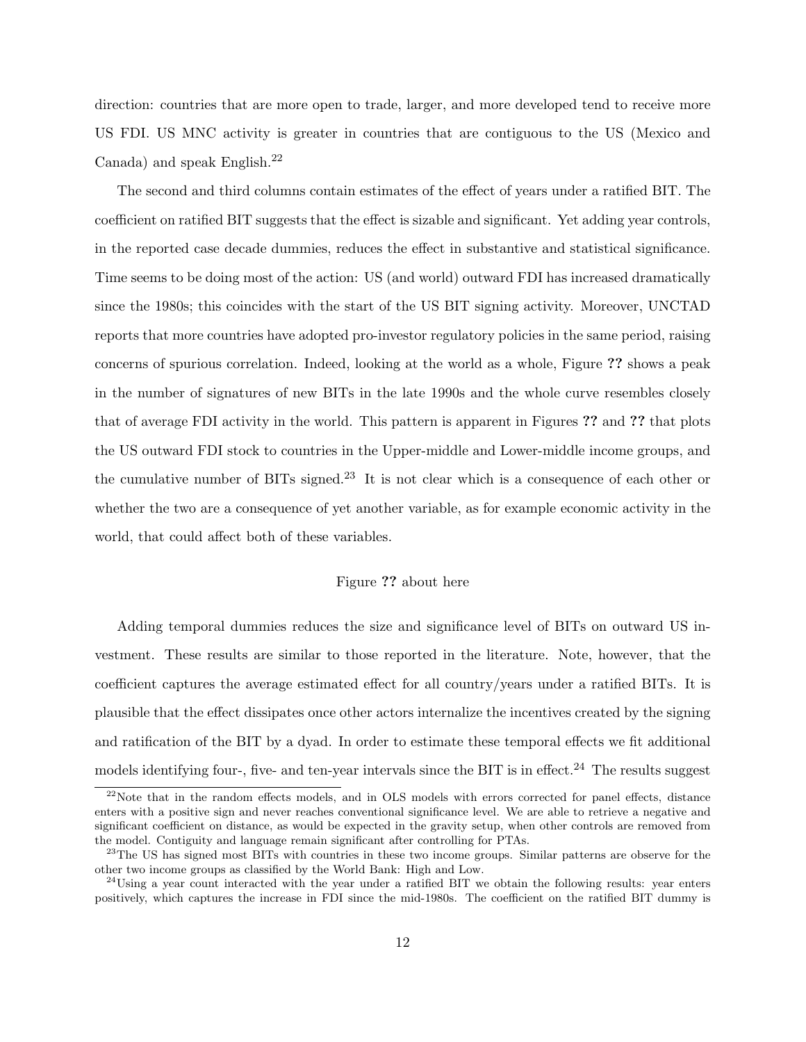direction: countries that are more open to trade, larger, and more developed tend to receive more US FDI. US MNC activity is greater in countries that are contiguous to the US (Mexico and Canada) and speak English.[22]

The second and third columns contain estimates of the effect of years under a ratified BIT. The coefficient on ratified BIT suggests that the effect is sizable and significant. Yet adding year controls, in the reported case decade dummies, reduces the effect in substantive and statistical significance. Time seems to be doing most of the action: US (and world) outward FDI has increased dramatically since the 1980s; this coincides with the start of the US BIT signing activity. Moreover, UNCTAD reports that more countries have adopted pro-investor regulatory policies in the same period, raising concerns of spurious correlation. Indeed, looking at the world as a whole, Figure **??** shows a peak in the number of signatures of new BITs in the late 1990s and the whole curve resembles closely that of average FDI activity in the world. This pattern is apparent in Figures **??** and **??** that plots the US outward FDI stock to countries in the Upper-middle and Lower-middle income groups, and the cumulative number of BITs signed.[23] It is not clear which is a consequence of each other or whether the two are a consequence of yet another variable, as for example economic activity in the world, that could affect both of these variables.

Figure **??** about here

Adding temporal dummies reduces the size and significance level of BITs on outward US investment. These results are similar to those reported in the literature. Note, however, that the coefficient captures the average estimated effect for all country/years under a ratified BITs. It is plausible that the effect dissipates once other actors internalize the incentives created by the signing and ratification of the BIT by a dyad. In order to estimate these temporal effects we fit additional models identifying four-, five- and ten-year intervals since the BIT is in effect.[24] The results suggest

[22] Note that in the random effects models, and in OLS models with errors corrected for panel effects, distance enters with a positive sign and never reaches conventional significance level. We are able to retrieve a negative and significant coefficient on distance, as would be expected in the gravity setup, when other controls are removed from the model. Contiguity and language remain significant after controlling for PTAs.

[23] The US has signed most BITs with countries in these two income groups. Similar patterns are observe for the other two income groups as classified by the World Bank: High and Low.

[24] Using a year count interacted with the year under a ratified BIT we obtain the following results: year enters positively, which captures the increase in FDI since the mid-1980s. The coefficient on the ratified BIT dummy is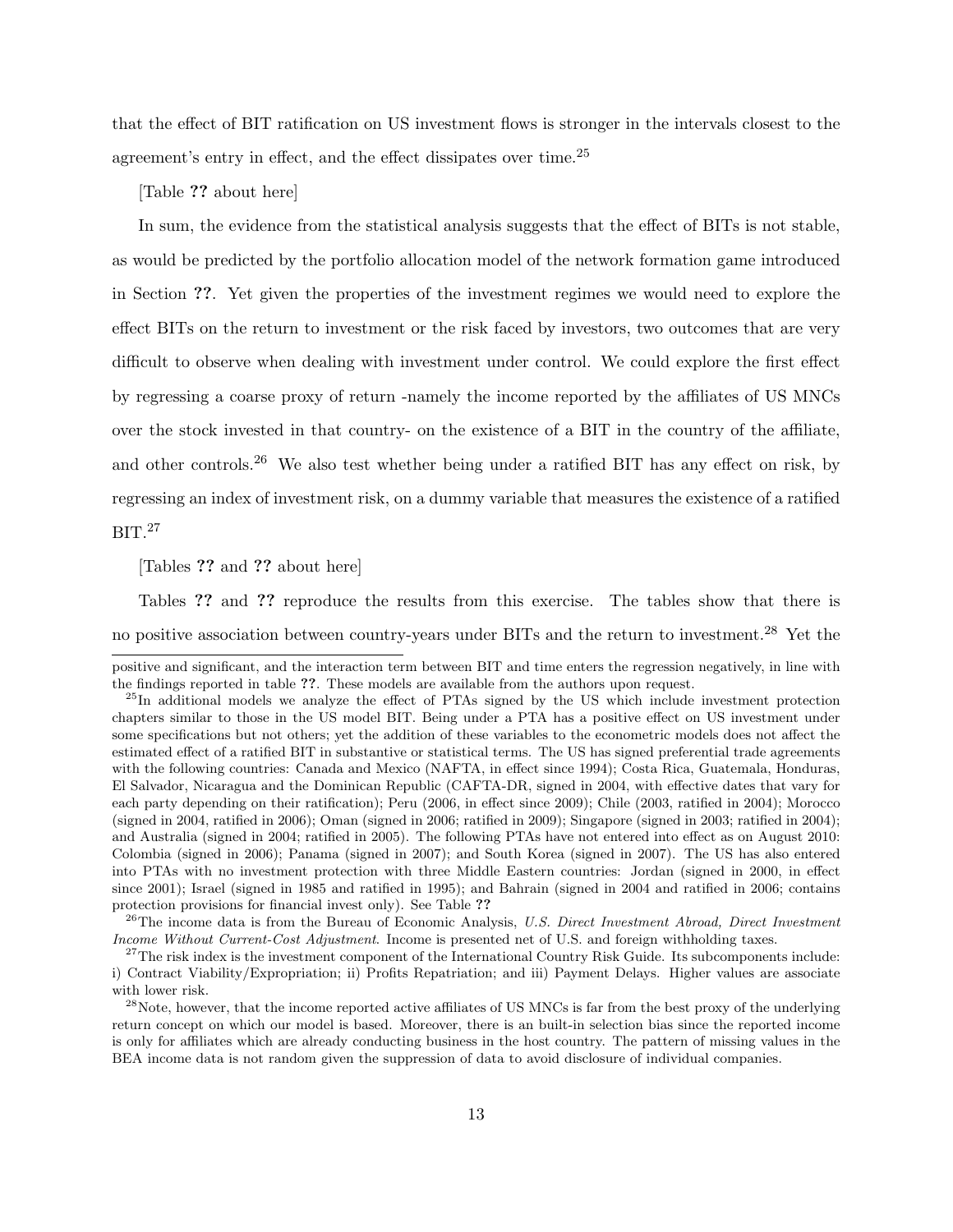that the effect of BIT ratification on US investment flows is stronger in the intervals closest to the agreement's entry in effect, and the effect dissipates over time.[25]

[Table **??** about here]

In sum, the evidence from the statistical analysis suggests that the effect of BITs is not stable, as would be predicted by the portfolio allocation model of the network formation game introduced in Section **??**. Yet given the properties of the investment regimes we would need to explore the effect BITs on the return to investment or the risk faced by investors, two outcomes that are very difficult to observe when dealing with investment under control. We could explore the first effect by regressing a coarse proxy of return -namely the income reported by the affiliates of US MNCs over the stock invested in that country- on the existence of a BIT in the country of the affiliate, and other controls.[26] We also test whether being under a ratified BIT has any effect on risk, by regressing an index of investment risk, on a dummy variable that measures the existence of a ratified BIT.[27]

[Tables **??** and **??** about here]

Tables **??** and **??** reproduce the results from this exercise. The tables show that there is no positive association between country-years under BITs and the return to investment.[28] Yet the

---

positive and significant, and the interaction term between BIT and time enters the regression negatively, in line with the findings reported in table **??**. These models are available from the authors upon request.

[25] In additional models we analyze the effect of PTAs signed by the US which include investment protection chapters similar to those in the US model BIT. Being under a PTA has a positive effect on US investment under some specifications but not others; yet the addition of these variables to the econometric models does not affect the estimated effect of a ratified BIT in substantive or statistical terms. The US has signed preferential trade agreements with the following countries: Canada and Mexico (NAFTA, in effect since 1994); Costa Rica, Guatemala, Honduras, El Salvador, Nicaragua and the Dominican Republic (CAFTA-DR, signed in 2004, with effective dates that vary for each party depending on their ratification); Peru (2006, in effect since 2009); Chile (2003, ratified in 2004); Morocco (signed in 2004, ratified in 2006); Oman (signed in 2006; ratified in 2009); Singapore (signed in 2003; ratified in 2004); and Australia (signed in 2004; ratified in 2005). The following PTAs have not entered into effect as on August 2010: Colombia (signed in 2006); Panama (signed in 2007); and South Korea (signed in 2007). The US has also entered into PTAs with no investment protection with three Middle Eastern countries: Jordan (signed in 2000, in effect since 2001); Israel (signed in 1985 and ratified in 1995); and Bahrain (signed in 2004 and ratified in 2006; contains protection provisions for financial invest only). See Table **??**

[26] The income data is from the Bureau of Economic Analysis, *U.S. Direct Investment Abroad, Direct Investment Income Without Current-Cost Adjustment*. Income is presented net of U.S. and foreign withholding taxes.

[27] The risk index is the investment component of the International Country Risk Guide. Its subcomponents include: i) Contract Viability/Expropriation; ii) Profits Repatriation; and iii) Payment Delays. Higher values are associate with lower risk.

[28] Note, however, that the income reported active affiliates of US MNCs is far from the best proxy of the underlying return concept on which our model is based. Moreover, there is an built-in selection bias since the reported income is only for affiliates which are already conducting business in the host country. The pattern of missing values in the BEA income data is not random given the suppression of data to avoid disclosure of individual companies.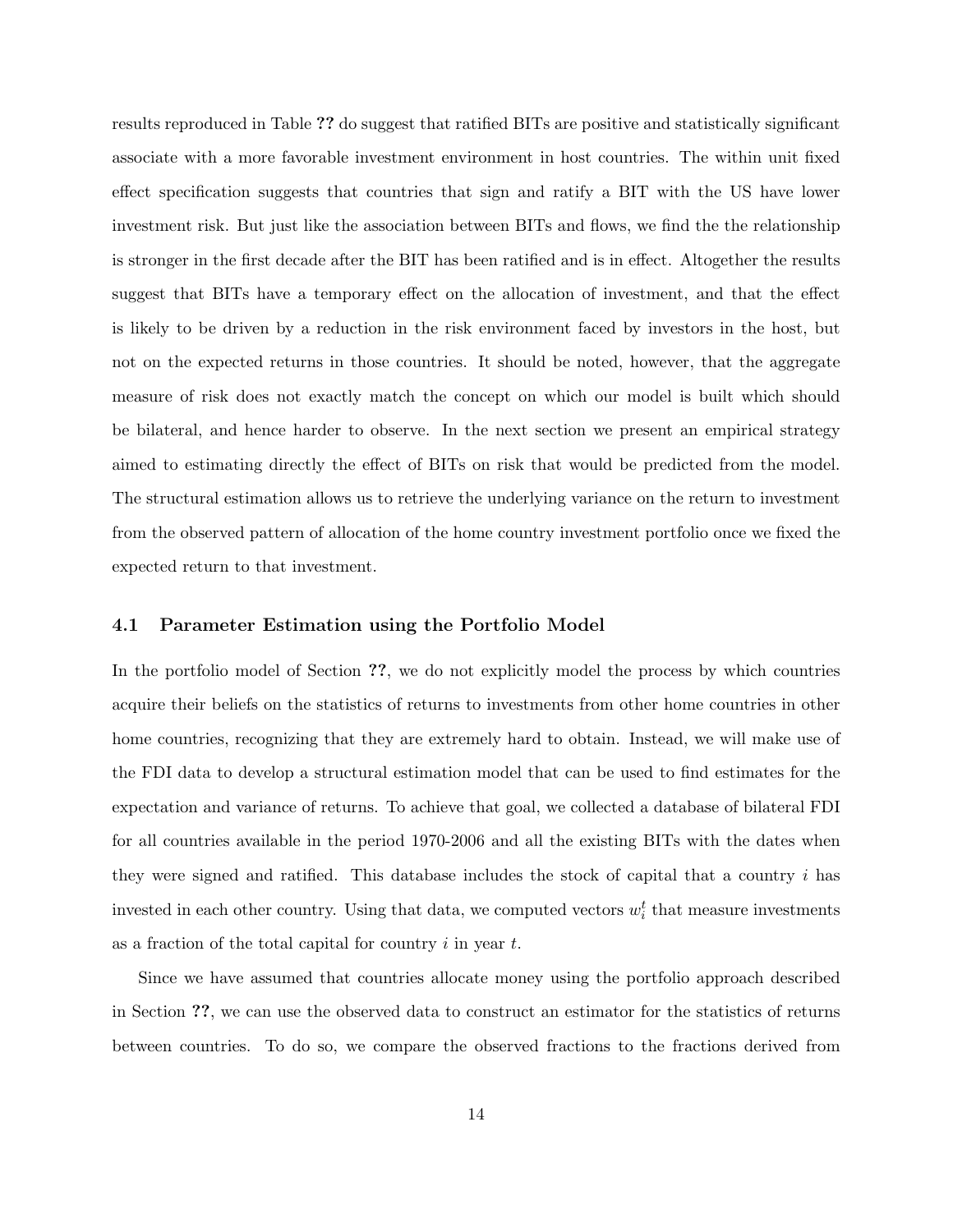results reproduced in Table **??** do suggest that ratified BITs are positive and statistically significant associate with a more favorable investment environment in host countries. The within unit fixed effect specification suggests that countries that sign and ratify a BIT with the US have lower investment risk. But just like the association between BITs and flows, we find the the relationship is stronger in the first decade after the BIT has been ratified and is in effect. Altogether the results suggest that BITs have a temporary effect on the allocation of investment, and that the effect is likely to be driven by a reduction in the risk environment faced by investors in the host, but not on the expected returns in those countries. It should be noted, however, that the aggregate measure of risk does not exactly match the concept on which our model is built which should be bilateral, and hence harder to observe. In the next section we present an empirical strategy aimed to estimating directly the effect of BITs on risk that would be predicted from the model. The structural estimation allows us to retrieve the underlying variance on the return to investment from the observed pattern of allocation of the home country investment portfolio once we fixed the expected return to that investment.

### 4.1 Parameter Estimation using the Portfolio Model

In the portfolio model of Section **??**, we do not explicitly model the process by which countries acquire their beliefs on the statistics of returns to investments from other home countries in other home countries, recognizing that they are extremely hard to obtain. Instead, we will make use of the FDI data to develop a structural estimation model that can be used to find estimates for the expectation and variance of returns. To achieve that goal, we collected a database of bilateral FDI for all countries available in the period 1970-2006 and all the existing BITs with the dates when they were signed and ratified. This database includes the stock of capital that a country $i$ has invested in each other country. Using that data, we computed vectors $w_i^t$ that measure investments as a fraction of the total capital for country $i$ in year $t$.

Since we have assumed that countries allocate money using the portfolio approach described in Section **??**, we can use the observed data to construct an estimator for the statistics of returns between countries. To do so, we compare the observed fractions to the fractions derived from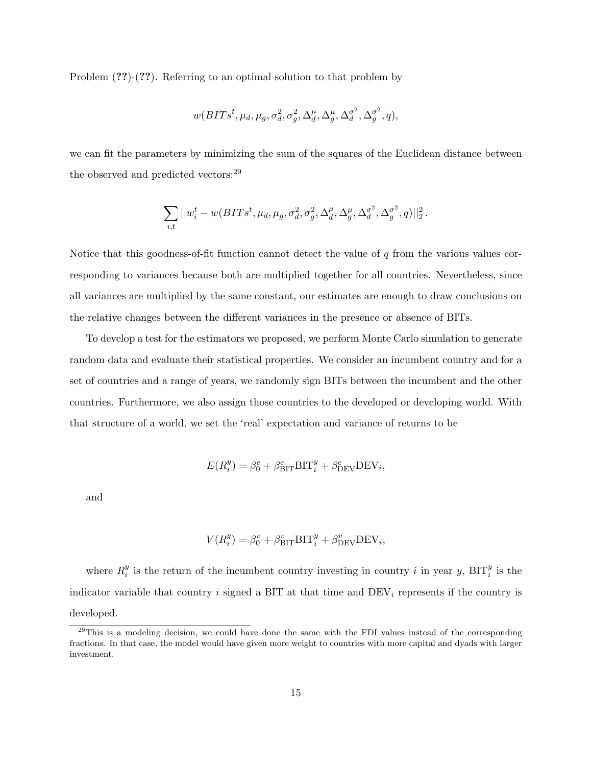Problem (**??**)-(**??**). Referring to an optimal solution to that problem by

$$w(BITs^t, \mu_d, \mu_g, \sigma_d^2, \sigma_g^2, \Delta_d^\mu, \Delta_g^\mu, \Delta_d^{\sigma^2}, \Delta_g^{\sigma^2}, q),$$

we can fit the parameters by minimizing the sum of the squares of the Euclidean distance between the observed and predicted vectors:[29]

$$\sum_{i,t} ||w_i^t - w(BITs^t, \mu_d, \mu_g, \sigma_d^2, \sigma_g^2, \Delta_d^\mu, \Delta_g^\mu, \Delta_d^{\sigma^2}, \Delta_g^{\sigma^2}, q)||_2^2 .$$

Notice that this goodness-of-fit function cannot detect the value of $q$ from the various values corresponding to variances because both are multiplied together for all countries. Nevertheless, since all variances are multiplied by the same constant, our estimates are enough to draw conclusions on the relative changes between the different variances in the presence or absence of BITs.

To develop a test for the estimators we proposed, we perform Monte Carlo simulation to generate random data and evaluate their statistical properties. We consider an incumbent country and for a set of countries and a range of years, we randomly sign BITs between the incumbent and the other countries. Furthermore, we also assign those countries to the developed or developing world. With that structure of a world, we set the 'real' expectation and variance of returns to be

$$E(R_i^y) = \beta_0^e + \beta_{\text{BIT}}^e \text{BIT}_i^y + \beta_{\text{DEV}}^e \text{DEV}_i,$$

and

$$V(R_i^y) = \beta_0^v + \beta_{\text{BIT}}^v \text{BIT}_i^y + \beta_{\text{DEV}}^v \text{DEV}_i,$$

where $R_i^y$ is the return of the incumbent country investing in country $i$ in year $y$, $\text{BIT}_i^y$ is the indicator variable that country $i$ signed a BIT at that time and $\text{DEV}_i$ represents if the country is developed.

[29] This is a modeling decision, we could have done the same with the FDI values instead of the corresponding fractions. In that case, the model would have given more weight to countries with more capital and dyads with larger investment.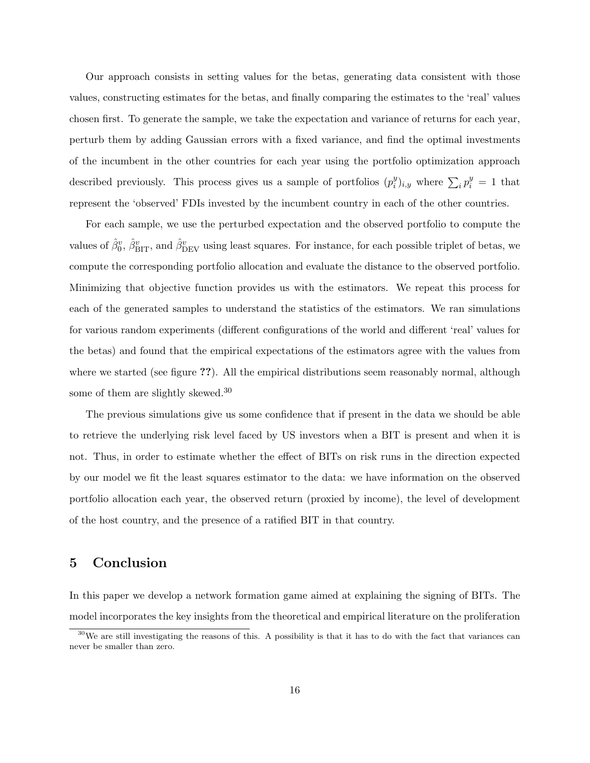Our approach consists in setting values for the betas, generating data consistent with those values, constructing estimates for the betas, and finally comparing the estimates to the 'real' values chosen first. To generate the sample, we take the expectation and variance of returns for each year, perturb them by adding Gaussian errors with a fixed variance, and find the optimal investments of the incumbent in the other countries for each year using the portfolio optimization approach described previously. This process gives us a sample of portfolios $(p_i^y)_{i,y}$ where $\sum_i p_i^y = 1$ that represent the 'observed' FDIs invested by the incumbent country in each of the other countries.

For each sample, we use the perturbed expectation and the observed portfolio to compute the values of $\hat{\beta}_0^v$, $\hat{\beta}_{\mathrm{BIT}}^v$, and $\hat{\beta}_{\mathrm{DEV}}^v$ using least squares. For instance, for each possible triplet of betas, we compute the corresponding portfolio allocation and evaluate the distance to the observed portfolio. Minimizing that objective function provides us with the estimators. We repeat this process for each of the generated samples to understand the statistics of the estimators. We ran simulations for various random experiments (different configurations of the world and different 'real' values for the betas) and found that the empirical expectations of the estimators agree with the values from where we started (see figure **??**). All the empirical distributions seem reasonably normal, although some of them are slightly skewed.[30]

The previous simulations give us some confidence that if present in the data we should be able to retrieve the underlying risk level faced by US investors when a BIT is present and when it is not. Thus, in order to estimate whether the effect of BITs on risk runs in the direction expected by our model we fit the least squares estimator to the data: we have information on the observed portfolio allocation each year, the observed return (proxied by income), the level of development of the host country, and the presence of a ratified BIT in that country.

# 5 Conclusion

In this paper we develop a network formation game aimed at explaining the signing of BITs. The model incorporates the key insights from the theoretical and empirical literature on the proliferation

[30] We are still investigating the reasons of this. A possibility is that it has to do with the fact that variances can never be smaller than zero.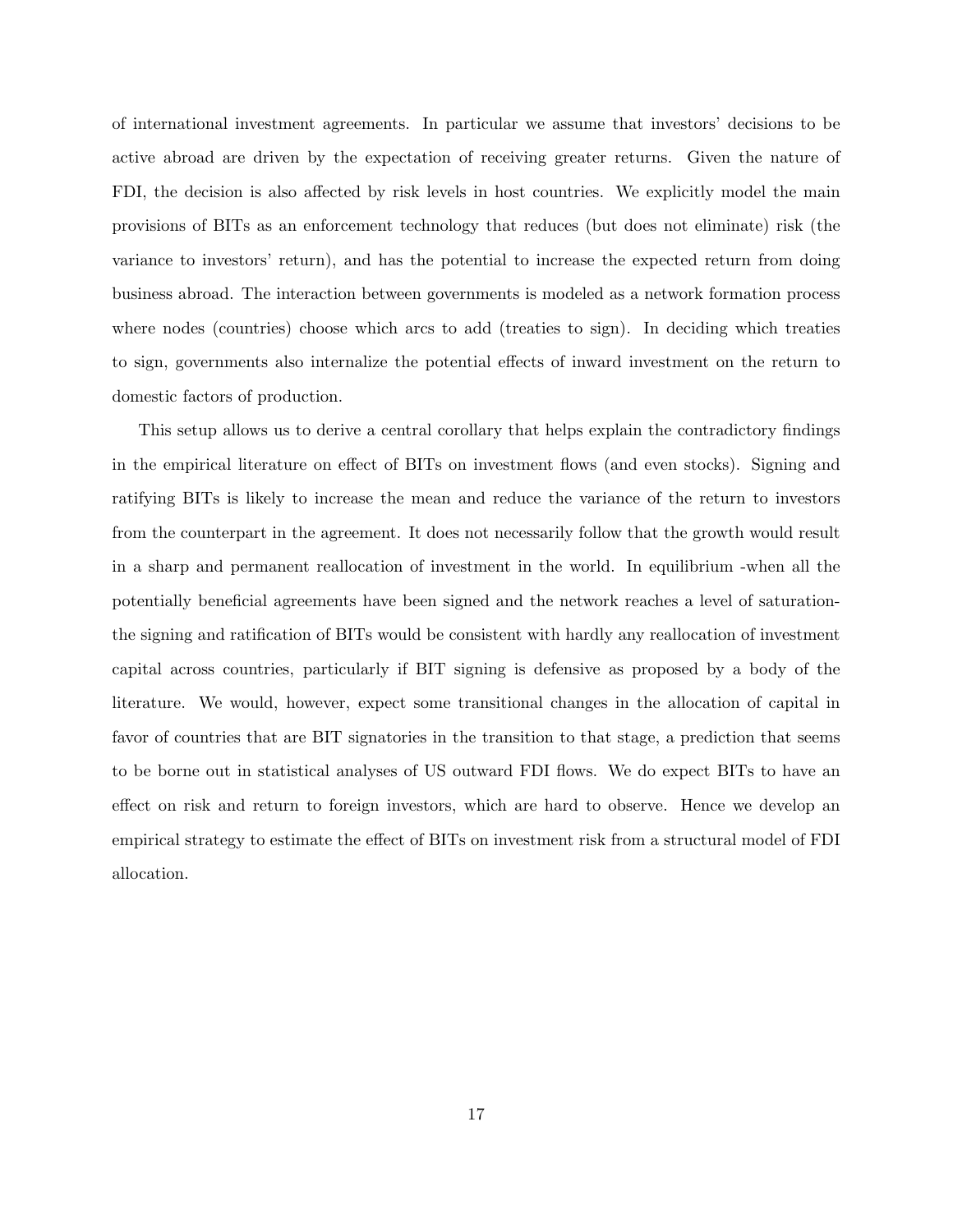of international investment agreements. In particular we assume that investors' decisions to be active abroad are driven by the expectation of receiving greater returns. Given the nature of FDI, the decision is also affected by risk levels in host countries. We explicitly model the main provisions of BITs as an enforcement technology that reduces (but does not eliminate) risk (the variance to investors' return), and has the potential to increase the expected return from doing business abroad. The interaction between governments is modeled as a network formation process where nodes (countries) choose which arcs to add (treaties to sign). In deciding which treaties to sign, governments also internalize the potential effects of inward investment on the return to domestic factors of production.

This setup allows us to derive a central corollary that helps explain the contradictory findings in the empirical literature on effect of BITs on investment flows (and even stocks). Signing and ratifying BITs is likely to increase the mean and reduce the variance of the return to investors from the counterpart in the agreement. It does not necessarily follow that the growth would result in a sharp and permanent reallocation of investment in the world. In equilibrium -when all the potentially beneficial agreements have been signed and the network reaches a level of saturation- the signing and ratification of BITs would be consistent with hardly any reallocation of investment capital across countries, particularly if BIT signing is defensive as proposed by a body of the literature. We would, however, expect some transitional changes in the allocation of capital in favor of countries that are BIT signatories in the transition to that stage, a prediction that seems to be borne out in statistical analyses of US outward FDI flows. We do expect BITs to have an effect on risk and return to foreign investors, which are hard to observe. Hence we develop an empirical strategy to estimate the effect of BITs on investment risk from a structural model of FDI allocation.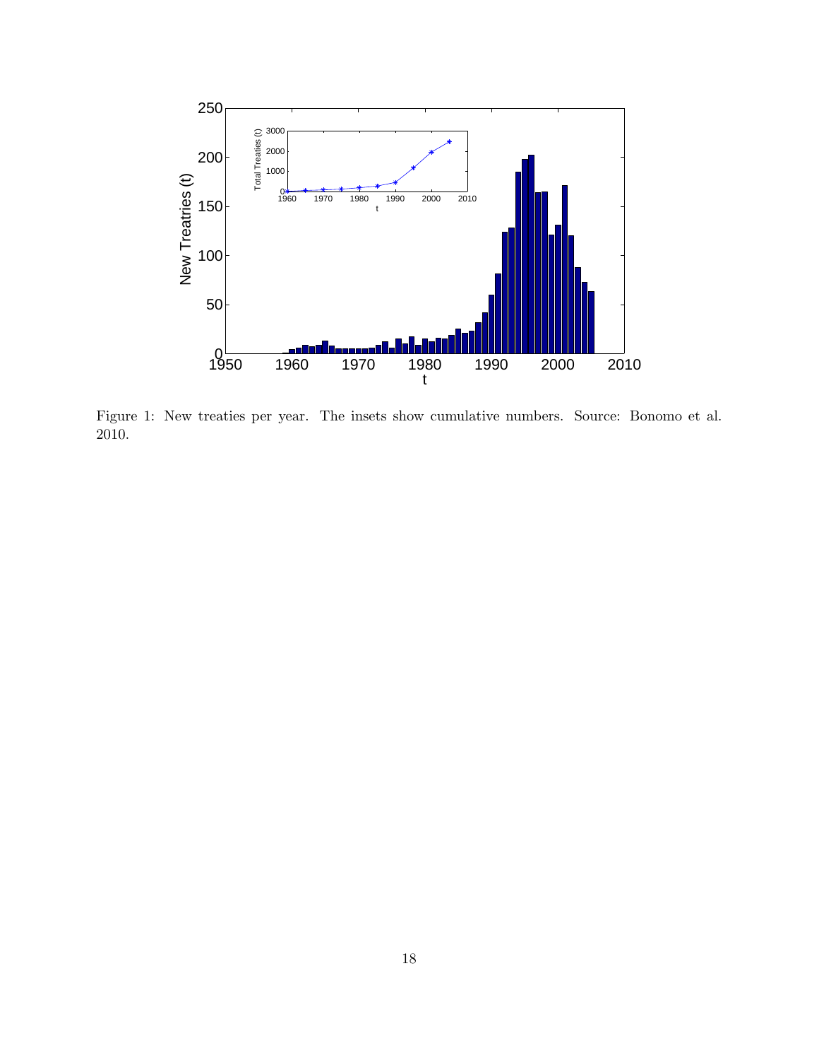Figure 1: New treaties per year. The insets show cumulative numbers. Source: Bonomo et al. 2010.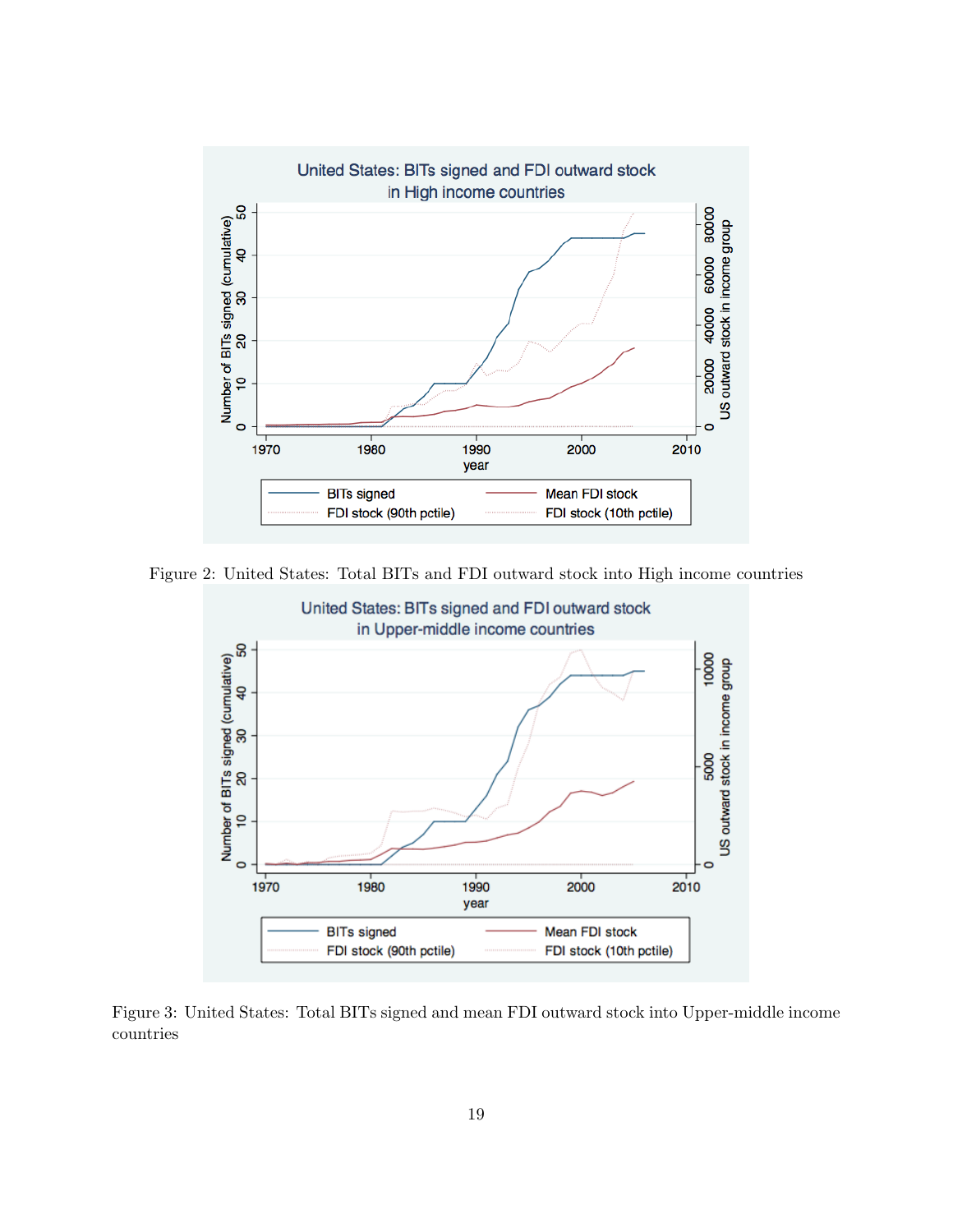Figure 2: United States: Total BITs and FDI outward stock into High income countries

Figure 3: United States: Total BITs signed and mean FDI outward stock into Upper-middle income countries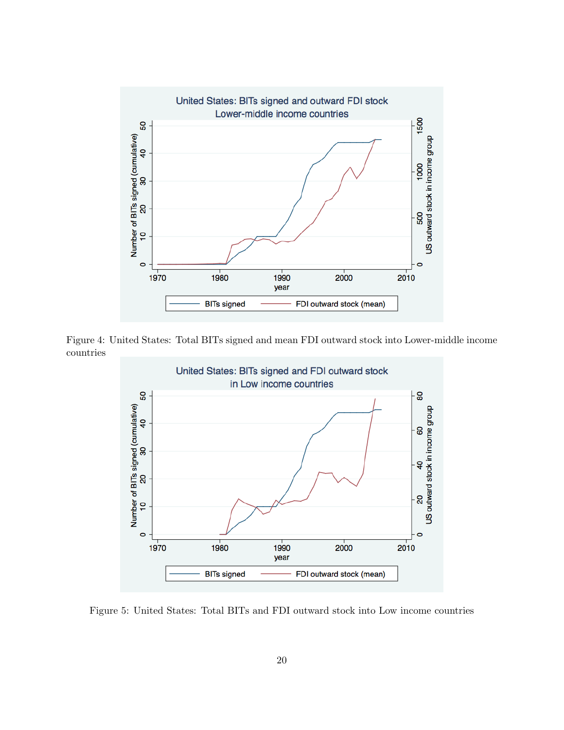Figure 4: United States: Total BITs signed and mean FDI outward stock into Lower-middle income countries

Figure 5: United States: Total BITs and FDI outward stock into Low income countries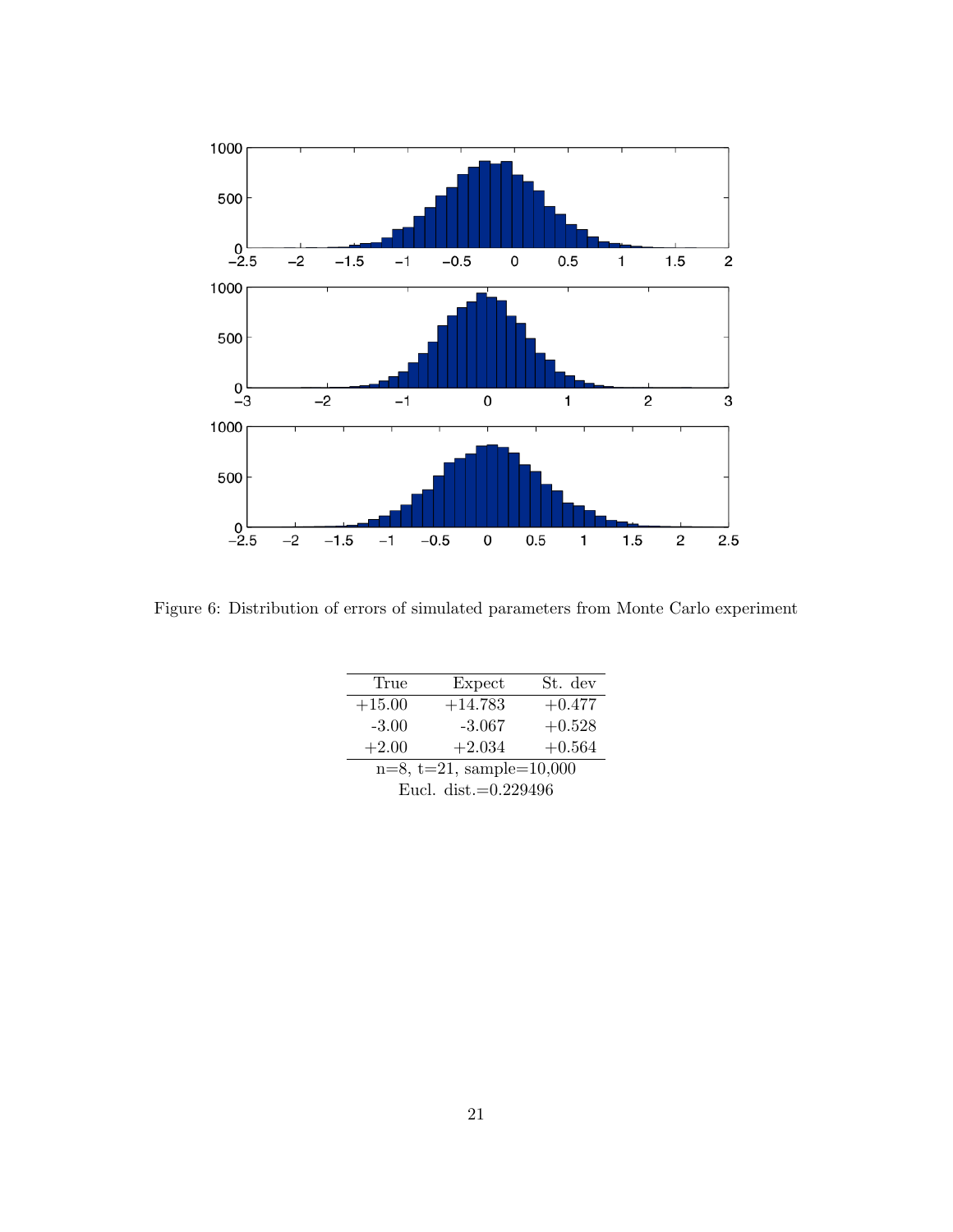Figure 6: Distribution of errors of simulated parameters from Monte Carlo experiment

| True | Expect | St. dev |
|---|---|---|
| +15.00 | +14.783 | +0.477 |
| -3.00 | -3.067 | +0.528 |
| +2.00 | +2.034 | +0.564 |
| n=8, t=21, sample=10,000 | | |
| Eucl. dist.=0.229496 | | |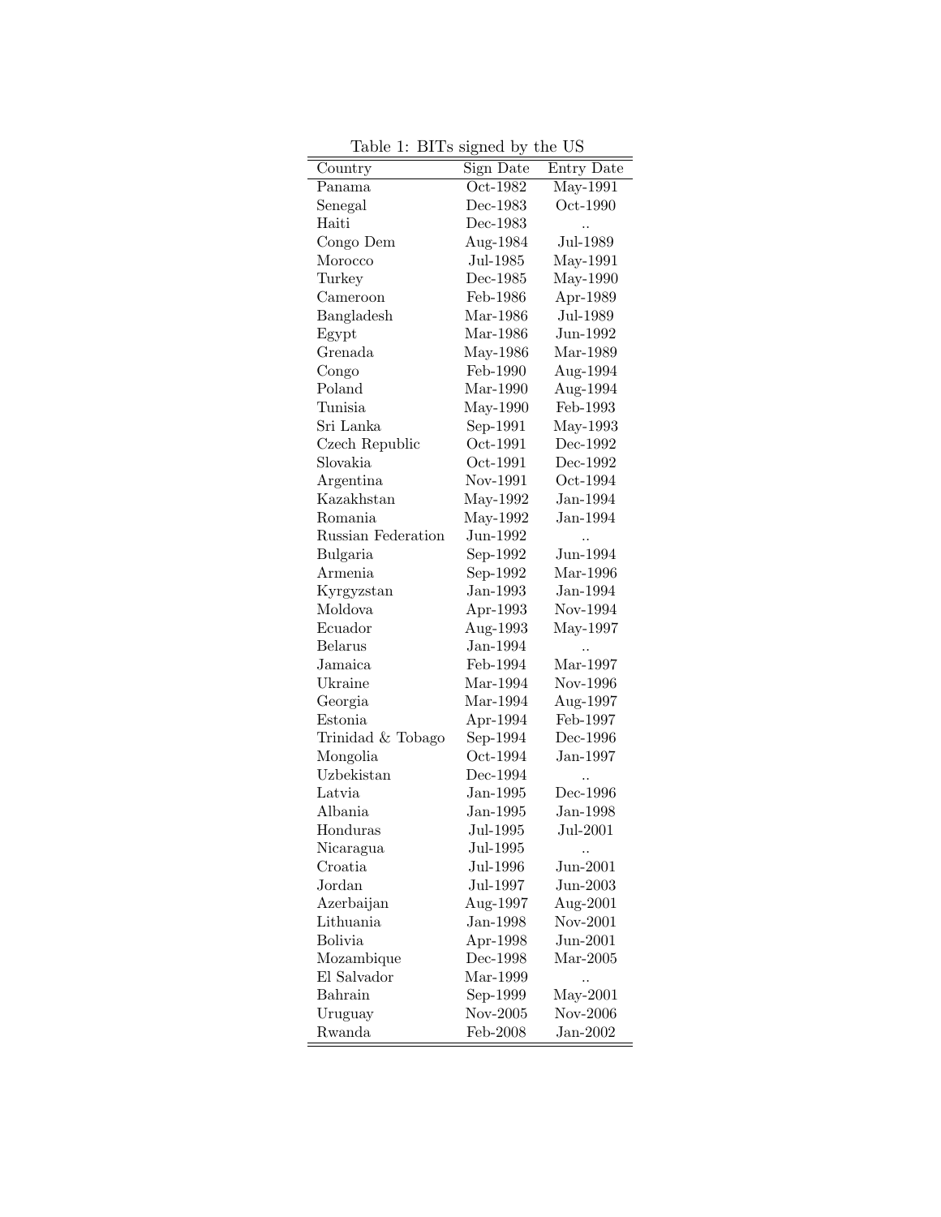Table 1: BITs signed by the US

| Country | Sign Date | Entry Date |
|---|---|---|
| Panama | Oct-1982 | May-1991 |
| Senegal | Dec-1983 | Oct-1990 |
| Haiti | Dec-1983 | .. |
| Congo Dem | Aug-1984 | Jul-1989 |
| Morocco | Jul-1985 | May-1991 |
| Turkey | Dec-1985 | May-1990 |
| Cameroon | Feb-1986 | Apr-1989 |
| Bangladesh | Mar-1986 | Jul-1989 |
| Egypt | Mar-1986 | Jun-1992 |
| Grenada | May-1986 | Mar-1989 |
| Congo | Feb-1990 | Aug-1994 |
| Poland | Mar-1990 | Aug-1994 |
| Tunisia | May-1990 | Feb-1993 |
| Sri Lanka | Sep-1991 | May-1993 |
| Czech Republic | Oct-1991 | Dec-1992 |
| Slovakia | Oct-1991 | Dec-1992 |
| Argentina | Nov-1991 | Oct-1994 |
| Kazakhstan | May-1992 | Jan-1994 |
| Romania | May-1992 | Jan-1994 |
| Russian Federation | Jun-1992 | .. |
| Bulgaria | Sep-1992 | Jun-1994 |
| Armenia | Sep-1992 | Mar-1996 |
| Kyrgyzstan | Jan-1993 | Jan-1994 |
| Moldova | Apr-1993 | Nov-1994 |
| Ecuador | Aug-1993 | May-1997 |
| Belarus | Jan-1994 | .. |
| Jamaica | Feb-1994 | Mar-1997 |
| Ukraine | Mar-1994 | Nov-1996 |
| Georgia | Mar-1994 | Aug-1997 |
| Estonia | Apr-1994 | Feb-1997 |
| Trinidad & Tobago | Sep-1994 | Dec-1996 |
| Mongolia | Oct-1994 | Jan-1997 |
| Uzbekistan | Dec-1994 | .. |
| Latvia | Jan-1995 | Dec-1996 |
| Albania | Jan-1995 | Jan-1998 |
| Honduras | Jul-1995 | Jul-2001 |
| Nicaragua | Jul-1995 | .. |
| Croatia | Jul-1996 | Jun-2001 |
| Jordan | Jul-1997 | Jun-2003 |
| Azerbaijan | Aug-1997 | Aug-2001 |
| Lithuania | Jan-1998 | Nov-2001 |
| Bolivia | Apr-1998 | Jun-2001 |
| Mozambique | Dec-1998 | Mar-2005 |
| El Salvador | Mar-1999 | .. |
| Bahrain | Sep-1999 | May-2001 |
| Uruguay | Nov-2005 | Nov-2006 |
| Rwanda | Feb-2008 | Jan-2002 |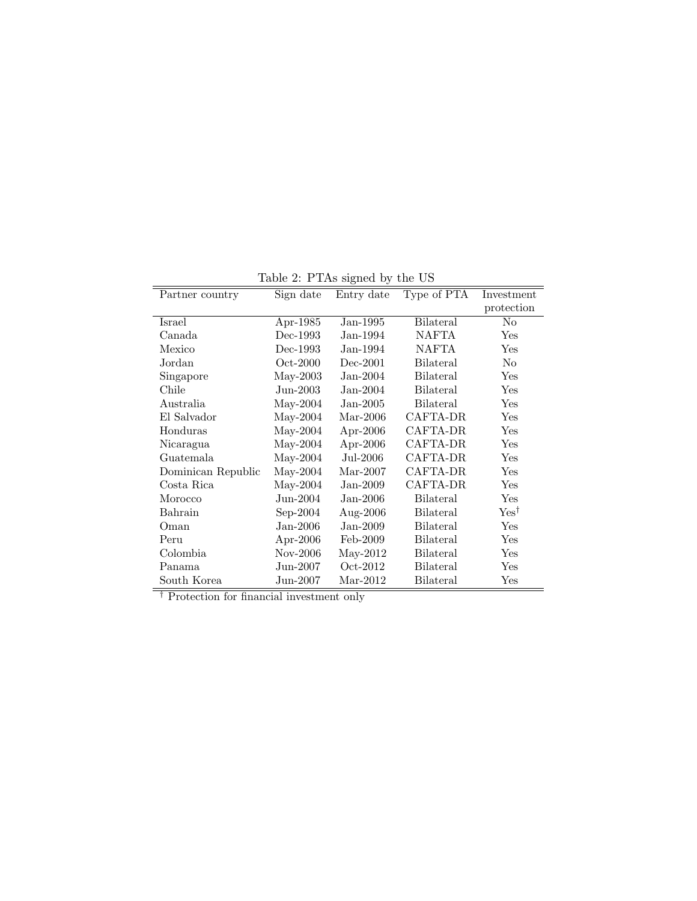Table 2: PTAs signed by the US

| Partner country | Sign date | Entry date | Type of PTA | Investment protection |
|---|---|---|---|---|
| Israel | Apr-1985 | Jan-1995 | Bilateral | No |
| Canada | Dec-1993 | Jan-1994 | NAFTA | Yes |
| Mexico | Dec-1993 | Jan-1994 | NAFTA | Yes |
| Jordan | Oct-2000 | Dec-2001 | Bilateral | No |
| Singapore | May-2003 | Jan-2004 | Bilateral | Yes |
| Chile | Jun-2003 | Jan-2004 | Bilateral | Yes |
| Australia | May-2004 | Jan-2005 | Bilateral | Yes |
| El Salvador | May-2004 | Mar-2006 | CAFTA-DR | Yes |
| Honduras | May-2004 | Apr-2006 | CAFTA-DR | Yes |
| Nicaragua | May-2004 | Apr-2006 | CAFTA-DR | Yes |
| Guatemala | May-2004 | Jul-2006 | CAFTA-DR | Yes |
| Dominican Republic | May-2004 | Mar-2007 | CAFTA-DR | Yes |
| Costa Rica | May-2004 | Jan-2009 | CAFTA-DR | Yes |
| Morocco | Jun-2004 | Jan-2006 | Bilateral | Yes |
| Bahrain | Sep-2004 | Aug-2006 | Bilateral | Yes† |
| Oman | Jan-2006 | Jan-2009 | Bilateral | Yes |
| Peru | Apr-2006 | Feb-2009 | Bilateral | Yes |
| Colombia | Nov-2006 | May-2012 | Bilateral | Yes |
| Panama | Jun-2007 | Oct-2012 | Bilateral | Yes |
| South Korea | Jun-2007 | Mar-2012 | Bilateral | Yes |

† Protection for financial investment only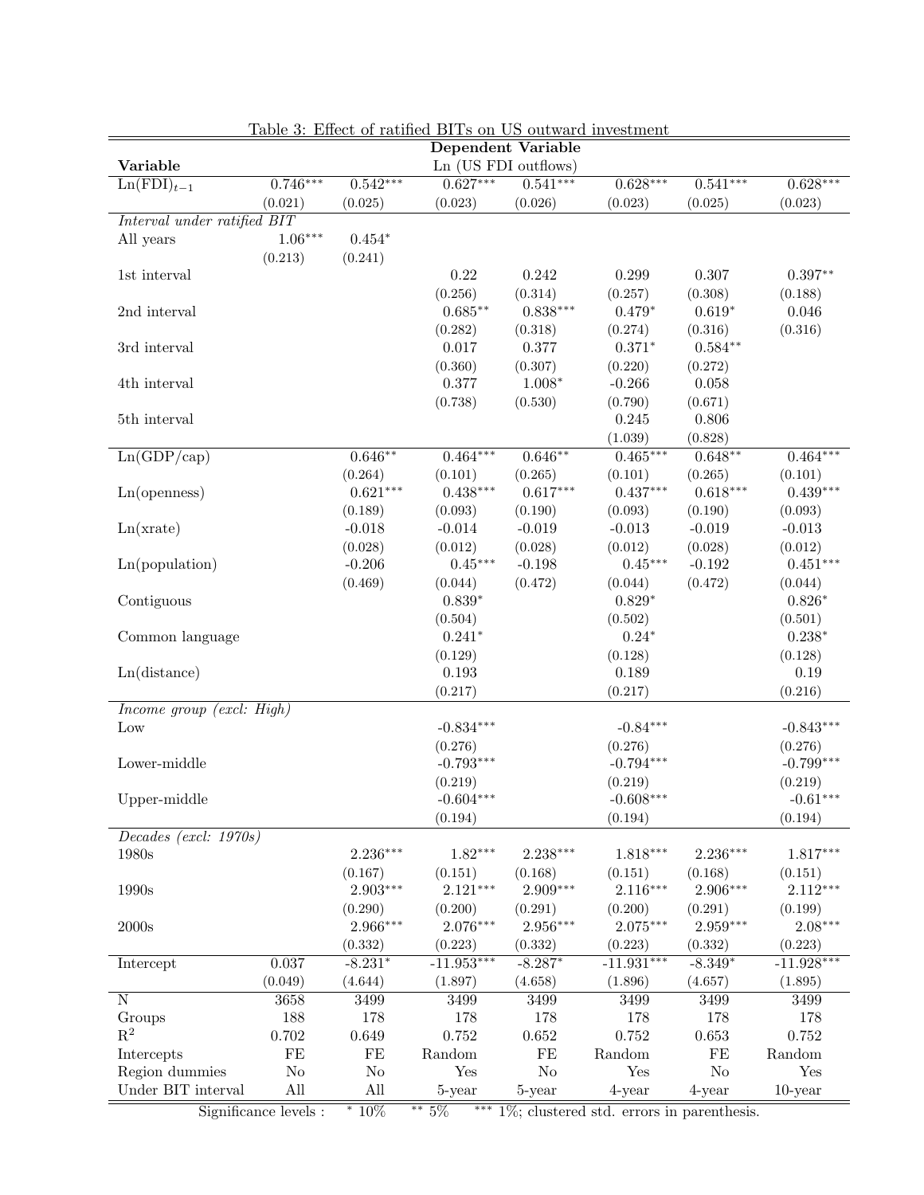Table 3: Effect of ratified BITs on US outward investment

| **Variable** | | | | **Dependent Variable** Ln (US FDI outflows) | | | |
|---|---|---|---|---|---|---|---|
| $\text{Ln(FDI)}_{t-1}$ | 0.746*** | 0.542*** | 0.627*** | 0.541*** | 0.628*** | 0.541*** | 0.628*** |
| | (0.021) | (0.025) | (0.023) | (0.026) | (0.023) | (0.025) | (0.023) |
| *Interval under ratified BIT* | | | | | | | |
| All years | 1.06*** | 0.454* | | | | | |
| | (0.213) | (0.241) | | | | | |
| 1st interval | | | 0.22 | 0.242 | 0.299 | 0.307 | 0.397** |
| | | | (0.256) | (0.314) | (0.257) | (0.308) | (0.188) |
| 2nd interval | | | 0.685** | 0.838*** | 0.479* | 0.619* | 0.046 |
| | | | (0.282) | (0.318) | (0.274) | (0.316) | (0.316) |
| 3rd interval | | | 0.017 | 0.377 | 0.371* | 0.584** | |
| | | | (0.360) | (0.307) | (0.220) | (0.272) | |
| 4th interval | | | 0.377 | 1.008* | -0.266 | 0.058 | |
| | | | (0.738) | (0.530) | (0.790) | (0.671) | |
| 5th interval | | | | | 0.245 | 0.806 | |
| | | | | | (1.039) | (0.828) | |
| Ln(GDP/cap) | | 0.646** | 0.464*** | 0.646** | 0.465*** | 0.648** | 0.464*** |
| | | (0.264) | (0.101) | (0.265) | (0.101) | (0.265) | (0.101) |
| Ln(openness) | | 0.621*** | 0.438*** | 0.617*** | 0.437*** | 0.618*** | 0.439*** |
| | | (0.189) | (0.093) | (0.190) | (0.093) | (0.190) | (0.093) |
| Ln(xrate) | | -0.018 | -0.014 | -0.019 | -0.013 | -0.019 | -0.013 |
| | | (0.028) | (0.012) | (0.028) | (0.012) | (0.028) | (0.012) |
| Ln(population) | | -0.206 | 0.45*** | -0.198 | 0.45*** | -0.192 | 0.451*** |
| | | (0.469) | (0.044) | (0.472) | (0.044) | (0.472) | (0.044) |
| Contiguous | | | 0.839* | | 0.829* | | 0.826* |
| | | | (0.504) | | (0.502) | | (0.501) |
| Common language | | | 0.241* | | 0.24* | | 0.238* |
| | | | (0.129) | | (0.128) | | (0.128) |
| Ln(distance) | | | 0.193 | | 0.189 | | 0.19 |
| | | | (0.217) | | (0.217) | | (0.216) |
| *Income group (excl: High)* | | | | | | | |
| Low | | | -0.834*** | | -0.84*** | | -0.843*** |
| | | | (0.276) | | (0.276) | | (0.276) |
| Lower-middle | | | -0.793*** | | -0.794*** | | -0.799*** |
| | | | (0.219) | | (0.219) | | (0.219) |
| Upper-middle | | | -0.604*** | | -0.608*** | | -0.61*** |
| | | | (0.194) | | (0.194) | | (0.194) |
| *Decades (excl: 1970s)* | | | | | | | |
| 1980s | | 2.236*** | 1.82*** | 2.238*** | 1.818*** | 2.236*** | 1.817*** |
| | | (0.167) | (0.151) | (0.168) | (0.151) | (0.168) | (0.151) |
| 1990s | | 2.903*** | 2.121*** | 2.909*** | 2.116*** | 2.906*** | 2.112*** |
| | | (0.290) | (0.200) | (0.291) | (0.200) | (0.291) | (0.199) |
| 2000s | | 2.966*** | 2.076*** | 2.956*** | 2.075*** | 2.959*** | 2.08*** |
| | | (0.332) | (0.223) | (0.332) | (0.223) | (0.332) | (0.223) |
| Intercept | 0.037 | -8.231* | -11.953*** | -8.287* | -11.931*** | -8.349* | -11.928*** |
| | (0.049) | (4.644) | (1.897) | (4.658) | (1.896) | (4.657) | (1.895) |
| N | 3658 | 3499 | 3499 | 3499 | 3499 | 3499 | 3499 |
| Groups | 188 | 178 | 178 | 178 | 178 | 178 | 178 |
| $R^2$ | 0.702 | 0.649 | 0.752 | 0.652 | 0.752 | 0.653 | 0.752 |
| Intercepts | FE | FE | Random | FE | Random | FE | Random |
| Region dummies | No | No | Yes | No | Yes | No | Yes |
| Under BIT interval | All | All | 5-year | 5-year | 4-year | 4-year | 10-year |

Significance levels : * 10% ** 5% *** 1%; clustered std. errors in parenthesis.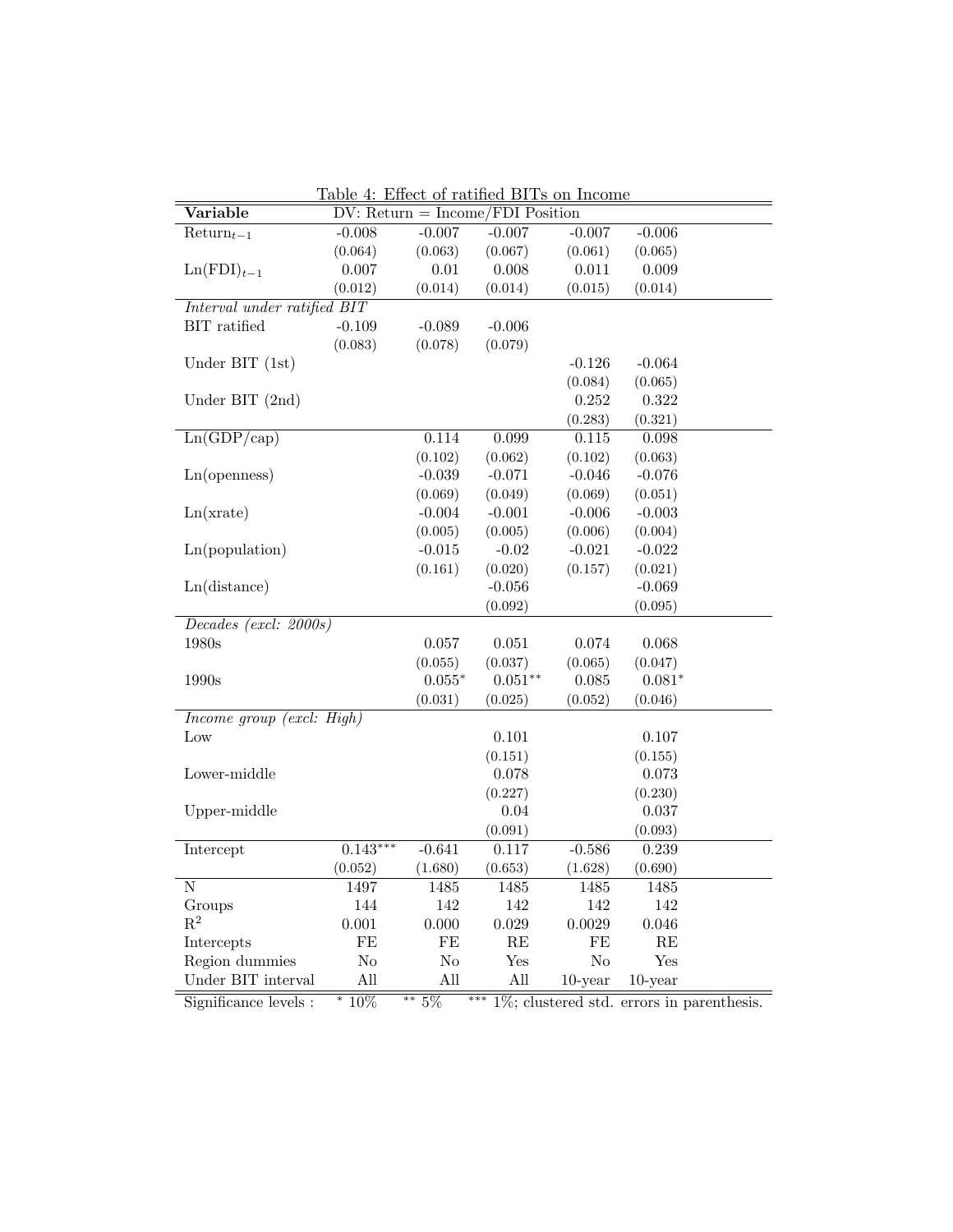Table 4: Effect of ratified BITs on Income

| Variable | DV: Return = Income/FDI Position | | | | |
|---|---|---|---|---|---|
| $\text{Return}_{t-1}$ | -0.008 | -0.007 | -0.007 | -0.007 | -0.006 |
| | (0.064) | (0.063) | (0.067) | (0.061) | (0.065) |
| $\text{Ln(FDI)}_{t-1}$ | 0.007 | 0.01 | 0.008 | 0.011 | 0.009 |
| | (0.012) | (0.014) | (0.014) | (0.015) | (0.014) |
| *Interval under ratified BIT* | | | | | |
| BIT ratified | -0.109 | -0.089 | -0.006 | | |
| | (0.083) | (0.078) | (0.079) | | |
| Under BIT (1st) | | | | -0.126 | -0.064 |
| | | | | (0.084) | (0.065) |
| Under BIT (2nd) | | | | 0.252 | 0.322 |
| | | | | (0.283) | (0.321) |
| Ln(GDP/cap) | | 0.114 | 0.099 | 0.115 | 0.098 |
| | | (0.102) | (0.062) | (0.102) | (0.063) |
| Ln(openness) | | -0.039 | -0.071 | -0.046 | -0.076 |
| | | (0.069) | (0.049) | (0.069) | (0.051) |
| Ln(xrate) | | -0.004 | -0.001 | -0.006 | -0.003 |
| | | (0.005) | (0.005) | (0.006) | (0.004) |
| Ln(population) | | -0.015 | -0.02 | -0.021 | -0.022 |
| | | (0.161) | (0.020) | (0.157) | (0.021) |
| Ln(distance) | | | -0.056 | | -0.069 |
| | | | (0.092) | | (0.095) |
| *Decades (excl: 2000s)* | | | | | |
| 1980s | | 0.057 | 0.051 | 0.074 | 0.068 |
| | | (0.055) | (0.037) | (0.065) | (0.047) |
| 1990s | | $0.055^{*}$ | $0.051^{**}$ | 0.085 | $0.081^{*}$ |
| | | (0.031) | (0.025) | (0.052) | (0.046) |
| *Income group (excl: High)* | | | | | |
| Low | | | 0.101 | | 0.107 |
| | | | (0.151) | | (0.155) |
| Lower-middle | | | 0.078 | | 0.073 |
| | | | (0.227) | | (0.230) |
| Upper-middle | | | 0.04 | | 0.037 |
| | | | (0.091) | | (0.093) |
| Intercept | $0.143^{***}$ | -0.641 | 0.117 | -0.586 | 0.239 |
| | (0.052) | (1.680) | (0.653) | (1.628) | (0.690) |
| N | 1497 | 1485 | 1485 | 1485 | 1485 |
| Groups | 144 | 142 | 142 | 142 | 142 |
| $R^2$ | 0.001 | 0.000 | 0.029 | 0.0029 | 0.046 |
| Intercepts | FE | FE | RE | FE | RE |
| Region dummies | No | No | Yes | No | Yes |
| Under BIT interval | All | All | All | 10-year | 10-year |

Significance levels : $^{*}$ 10% $^{**}$ 5% $^{***}$ 1%; clustered std. errors in parenthesis.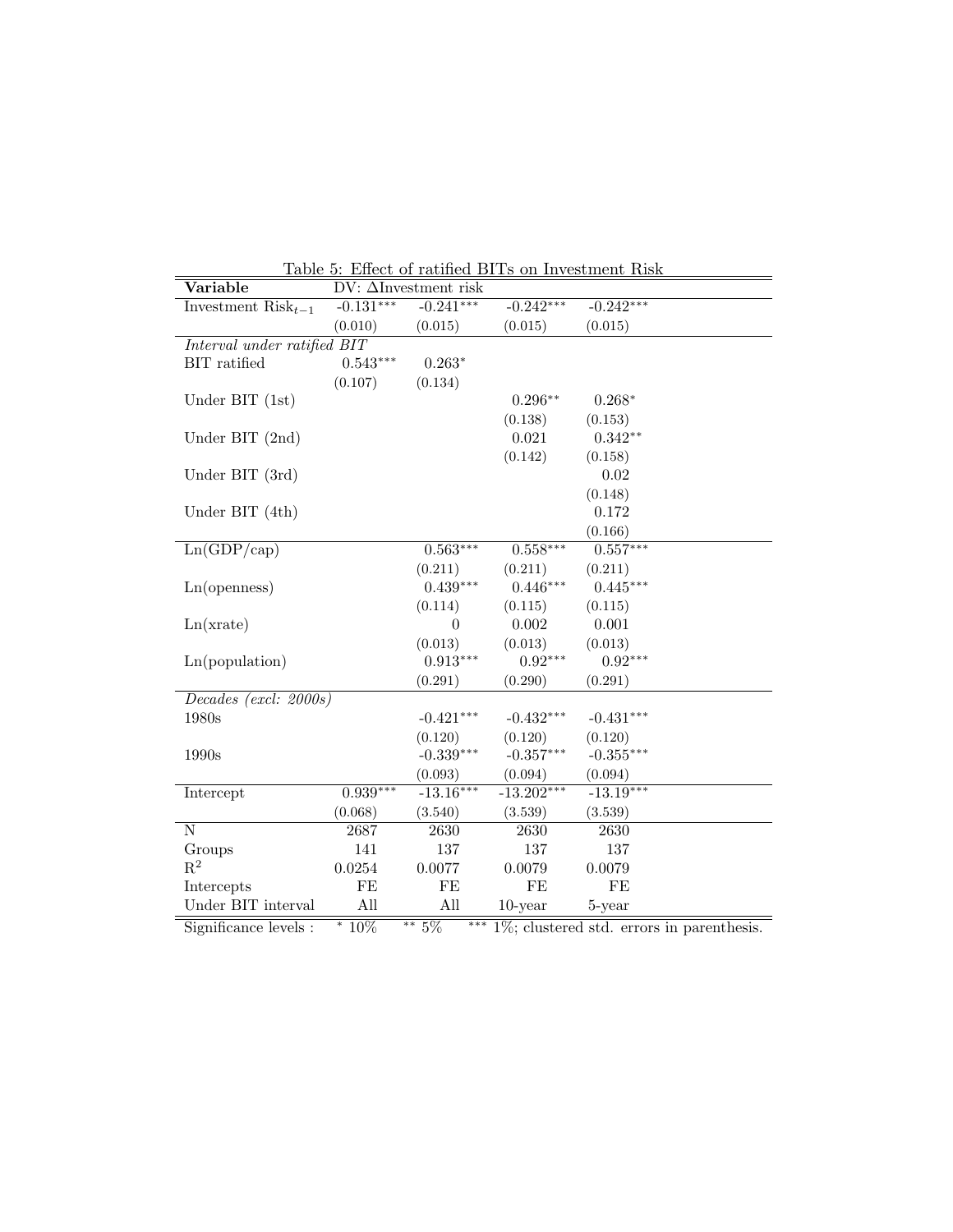Table 5: Effect of ratified BITs on Investment Risk

| Variable | DV: $\Delta$Investment risk | | | |
|---|---|---|---|---|
| Investment Risk$_{t-1}$ | -0.131*** | -0.241*** | -0.242*** | -0.242*** |
| | (0.010) | (0.015) | (0.015) | (0.015) |
| *Interval under ratified BIT* | | | | |
| BIT ratified | 0.543*** | 0.263* | | |
| | (0.107) | (0.134) | | |
| Under BIT (1st) | | | 0.296** | 0.268* |
| | | | (0.138) | (0.153) |
| Under BIT (2nd) | | | 0.021 | 0.342** |
| | | | (0.142) | (0.158) |
| Under BIT (3rd) | | | | 0.02 |
| | | | | (0.148) |
| Under BIT (4th) | | | | 0.172 |
| | | | | (0.166) |
| Ln(GDP/cap) | | 0.563*** | 0.558*** | 0.557*** |
| | | (0.211) | (0.211) | (0.211) |
| Ln(openness) | | 0.439*** | 0.446*** | 0.445*** |
| | | (0.114) | (0.115) | (0.115) |
| Ln(xrate) | | 0 | 0.002 | 0.001 |
| | | (0.013) | (0.013) | (0.013) |
| Ln(population) | | 0.913*** | 0.92*** | 0.92*** |
| | | (0.291) | (0.290) | (0.291) |
| *Decades (excl: 2000s)* | | | | |
| 1980s | | -0.421*** | -0.432*** | -0.431*** |
| | | (0.120) | (0.120) | (0.120) |
| 1990s | | -0.339*** | -0.357*** | -0.355*** |
| | | (0.093) | (0.094) | (0.094) |
| Intercept | 0.939*** | -13.16*** | -13.202*** | -13.19*** |
| | (0.068) | (3.540) | (3.539) | (3.539) |
| N | 2687 | 2630 | 2630 | 2630 |
| Groups | 141 | 137 | 137 | 137 |
| $R^2$ | 0.0254 | 0.0077 | 0.0079 | 0.0079 |
| Intercepts | FE | FE | FE | FE |
| Under BIT interval | All | All | 10-year | 5-year |

Significance levels : * 10% ** 5% *** 1%; clustered std. errors in parenthesis.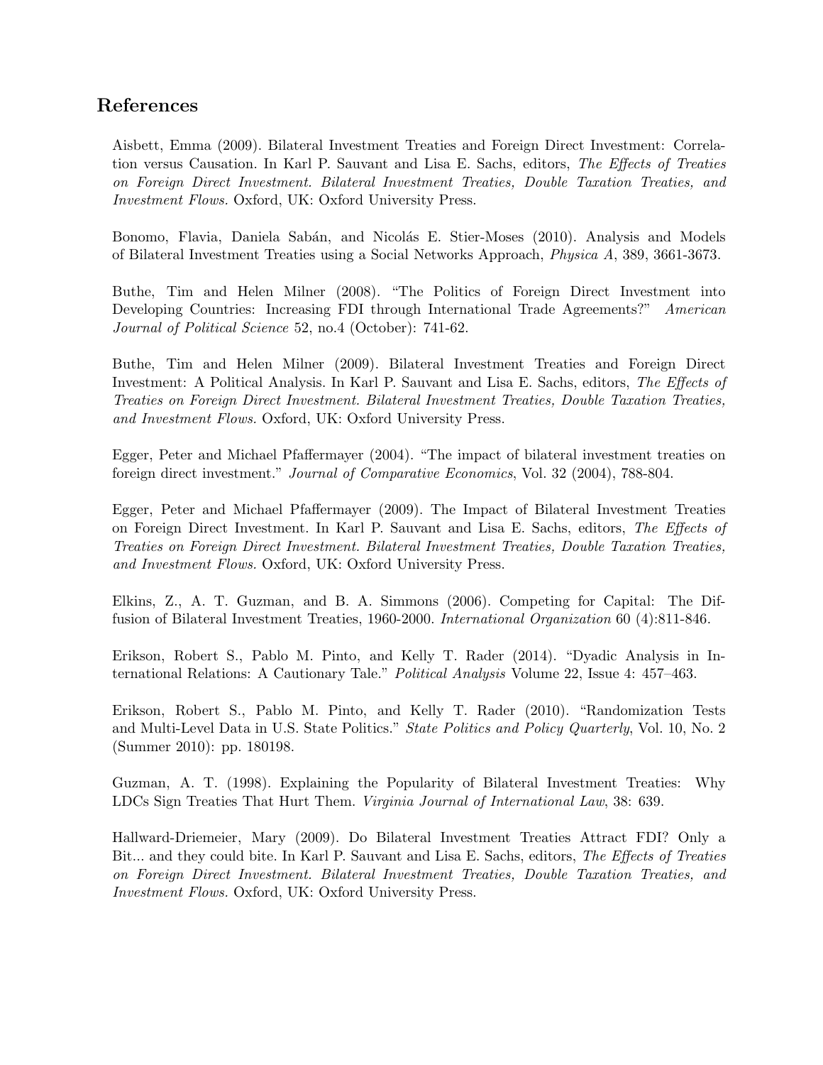## References

Aisbett, Emma (2009). Bilateral Investment Treaties and Foreign Direct Investment: Correlation versus Causation. In Karl P. Sauvant and Lisa E. Sachs, editors, *The Effects of Treaties on Foreign Direct Investment. Bilateral Investment Treaties, Double Taxation Treaties, and Investment Flows.* Oxford, UK: Oxford University Press.

Bonomo, Flavia, Daniela Sabán, and Nicolás E. Stier-Moses (2010). Analysis and Models of Bilateral Investment Treaties using a Social Networks Approach, *Physica A*, 389, 3661-3673.

Buthe, Tim and Helen Milner (2008). "The Politics of Foreign Direct Investment into Developing Countries: Increasing FDI through International Trade Agreements?" *American Journal of Political Science* 52, no.4 (October): 741-62.

Buthe, Tim and Helen Milner (2009). Bilateral Investment Treaties and Foreign Direct Investment: A Political Analysis. In Karl P. Sauvant and Lisa E. Sachs, editors, *The Effects of Treaties on Foreign Direct Investment. Bilateral Investment Treaties, Double Taxation Treaties, and Investment Flows.* Oxford, UK: Oxford University Press.

Egger, Peter and Michael Pfaffermayer (2004). "The impact of bilateral investment treaties on foreign direct investment." *Journal of Comparative Economics*, Vol. 32 (2004), 788-804.

Egger, Peter and Michael Pfaffermayer (2009). The Impact of Bilateral Investment Treaties on Foreign Direct Investment. In Karl P. Sauvant and Lisa E. Sachs, editors, *The Effects of Treaties on Foreign Direct Investment. Bilateral Investment Treaties, Double Taxation Treaties, and Investment Flows.* Oxford, UK: Oxford University Press.

Elkins, Z., A. T. Guzman, and B. A. Simmons (2006). Competing for Capital: The Diffusion of Bilateral Investment Treaties, 1960-2000. *International Organization* 60 (4):811-846.

Erikson, Robert S., Pablo M. Pinto, and Kelly T. Rader (2014). "Dyadic Analysis in International Relations: A Cautionary Tale." *Political Analysis* Volume 22, Issue 4: 457–463.

Erikson, Robert S., Pablo M. Pinto, and Kelly T. Rader (2010). "Randomization Tests and Multi-Level Data in U.S. State Politics." *State Politics and Policy Quarterly*, Vol. 10, No. 2 (Summer 2010): pp. 180198.

Guzman, A. T. (1998). Explaining the Popularity of Bilateral Investment Treaties: Why LDCs Sign Treaties That Hurt Them. *Virginia Journal of International Law*, 38: 639.

Hallward-Driemeier, Mary (2009). Do Bilateral Investment Treaties Attract FDI? Only a Bit... and they could bite. In Karl P. Sauvant and Lisa E. Sachs, editors, *The Effects of Treaties on Foreign Direct Investment. Bilateral Investment Treaties, Double Taxation Treaties, and Investment Flows.* Oxford, UK: Oxford University Press.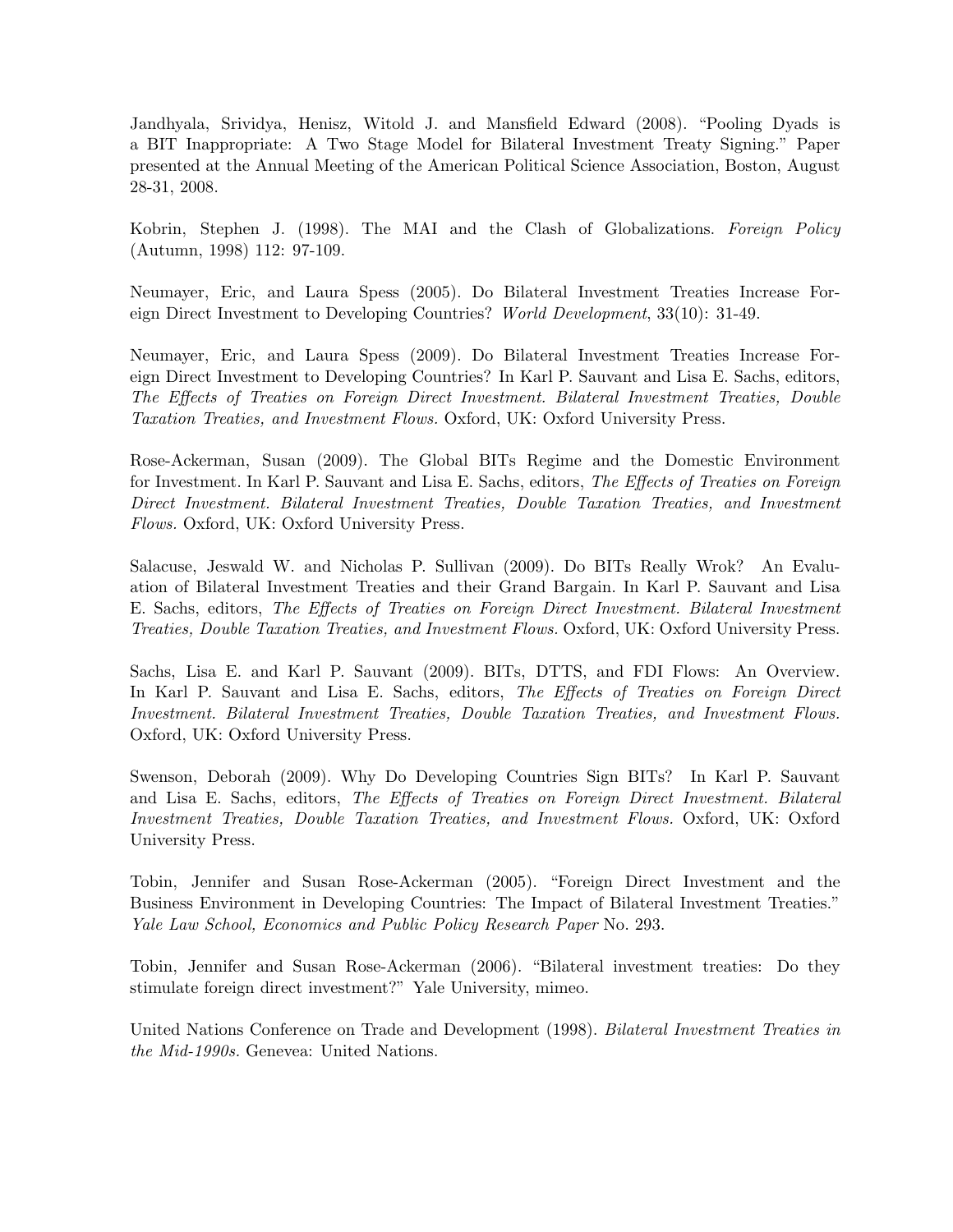Jandhyala, Srividya, Henisz, Witold J. and Mansfield Edward (2008). "Pooling Dyads is a BIT Inappropriate: A Two Stage Model for Bilateral Investment Treaty Signing." Paper presented at the Annual Meeting of the American Political Science Association, Boston, August 28-31, 2008.

Kobrin, Stephen J. (1998). The MAI and the Clash of Globalizations. *Foreign Policy* (Autumn, 1998) 112: 97-109.

Neumayer, Eric, and Laura Spess (2005). Do Bilateral Investment Treaties Increase Foreign Direct Investment to Developing Countries? *World Development*, 33(10): 31-49.

Neumayer, Eric, and Laura Spess (2009). Do Bilateral Investment Treaties Increase Foreign Direct Investment to Developing Countries? In Karl P. Sauvant and Lisa E. Sachs, editors, *The Effects of Treaties on Foreign Direct Investment. Bilateral Investment Treaties, Double Taxation Treaties, and Investment Flows.* Oxford, UK: Oxford University Press.

Rose-Ackerman, Susan (2009). The Global BITs Regime and the Domestic Environment for Investment. In Karl P. Sauvant and Lisa E. Sachs, editors, *The Effects of Treaties on Foreign Direct Investment. Bilateral Investment Treaties, Double Taxation Treaties, and Investment Flows.* Oxford, UK: Oxford University Press.

Salacuse, Jeswald W. and Nicholas P. Sullivan (2009). Do BITs Really Wrok? An Evaluation of Bilateral Investment Treaties and their Grand Bargain. In Karl P. Sauvant and Lisa E. Sachs, editors, *The Effects of Treaties on Foreign Direct Investment. Bilateral Investment Treaties, Double Taxation Treaties, and Investment Flows.* Oxford, UK: Oxford University Press.

Sachs, Lisa E. and Karl P. Sauvant (2009). BITs, DTTS, and FDI Flows: An Overview. In Karl P. Sauvant and Lisa E. Sachs, editors, *The Effects of Treaties on Foreign Direct Investment. Bilateral Investment Treaties, Double Taxation Treaties, and Investment Flows.* Oxford, UK: Oxford University Press.

Swenson, Deborah (2009). Why Do Developing Countries Sign BITs? In Karl P. Sauvant and Lisa E. Sachs, editors, *The Effects of Treaties on Foreign Direct Investment. Bilateral Investment Treaties, Double Taxation Treaties, and Investment Flows.* Oxford, UK: Oxford University Press.

Tobin, Jennifer and Susan Rose-Ackerman (2005). "Foreign Direct Investment and the Business Environment in Developing Countries: The Impact of Bilateral Investment Treaties." *Yale Law School, Economics and Public Policy Research Paper* No. 293.

Tobin, Jennifer and Susan Rose-Ackerman (2006). "Bilateral investment treaties: Do they stimulate foreign direct investment?" Yale University, mimeo.

United Nations Conference on Trade and Development (1998). *Bilateral Investment Treaties in the Mid-1990s.* Genevea: United Nations.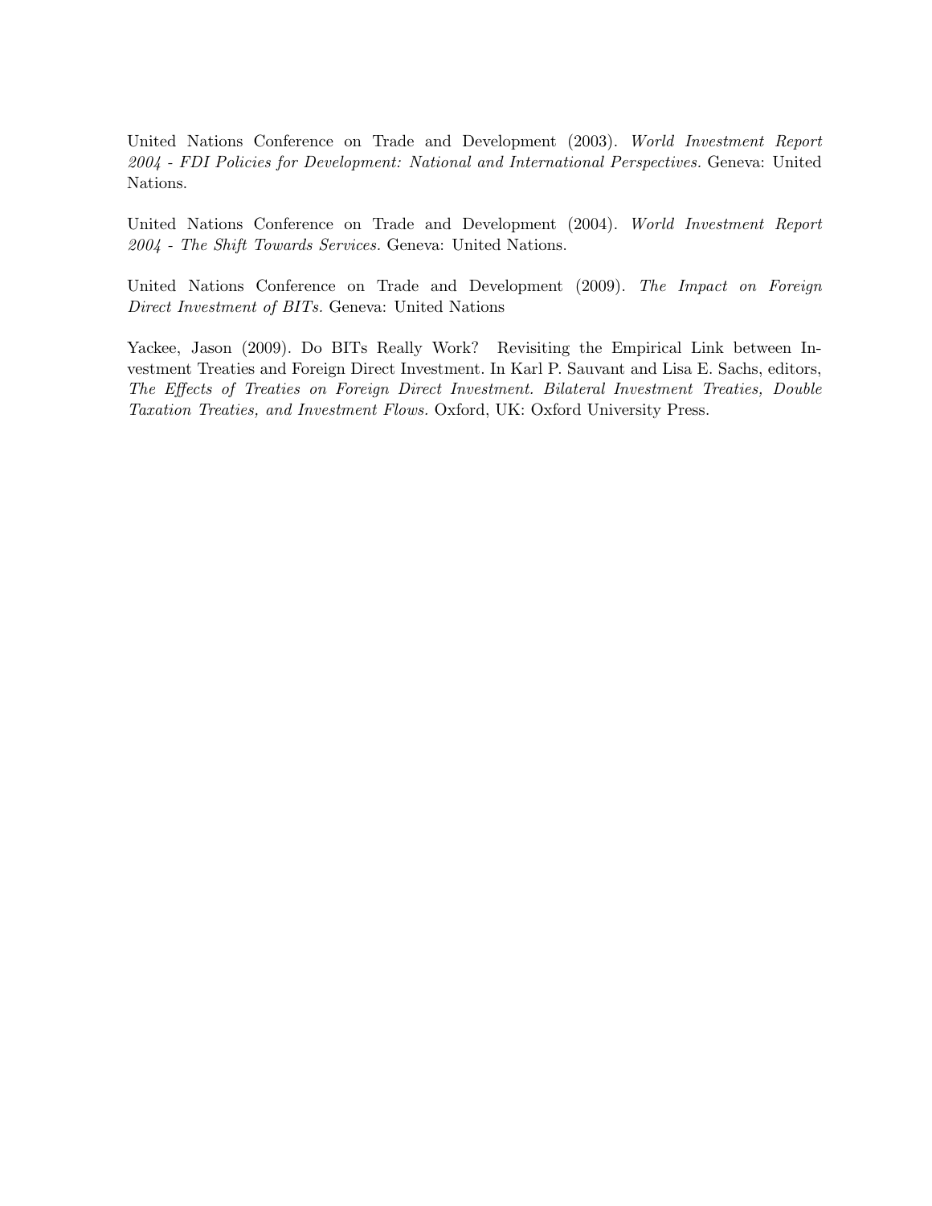United Nations Conference on Trade and Development (2003). *World Investment Report 2004 - FDI Policies for Development: National and International Perspectives.* Geneva: United Nations.

United Nations Conference on Trade and Development (2004). *World Investment Report 2004 - The Shift Towards Services.* Geneva: United Nations.

United Nations Conference on Trade and Development (2009). *The Impact on Foreign Direct Investment of BITs.* Geneva: United Nations

Yackee, Jason (2009). Do BITs Really Work? Revisiting the Empirical Link between Investment Treaties and Foreign Direct Investment. In Karl P. Sauvant and Lisa E. Sachs, editors, *The Effects of Treaties on Foreign Direct Investment. Bilateral Investment Treaties, Double Taxation Treaties, and Investment Flows.* Oxford, UK: Oxford University Press.